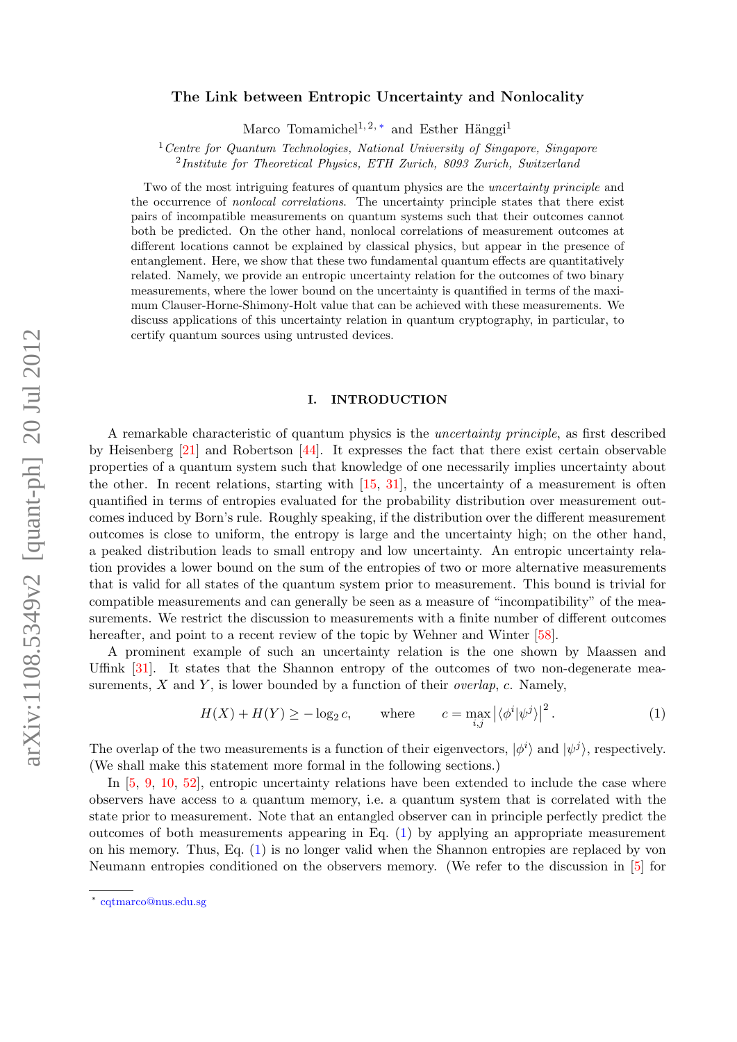# The Link between Entropic Uncertainty and Nonlocality

Marco Tomamichel[1, 2, *] and Esther Hänggi[1]

[1] *Centre for Quantum Technologies, National University of Singapore, Singapore*
[2] *Institute for Theoretical Physics, ETH Zurich, 8093 Zurich, Switzerland*

Two of the most intriguing features of quantum physics are the *uncertainty principle* and the occurrence of *nonlocal correlations*. The uncertainty principle states that there exist pairs of incompatible measurements on quantum systems such that their outcomes cannot both be predicted. On the other hand, nonlocal correlations of measurement outcomes at different locations cannot be explained by classical physics, but appear in the presence of entanglement. Here, we show that these two fundamental quantum effects are quantitatively related. Namely, we provide an entropic uncertainty relation for the outcomes of two binary measurements, where the lower bound on the uncertainty is quantified in terms of the maximum Clauser-Horne-Shimony-Holt value that can be achieved with these measurements. We discuss applications of this uncertainty relation in quantum cryptography, in particular, to certify quantum sources using untrusted devices.

## I. INTRODUCTION

A remarkable characteristic of quantum physics is the *uncertainty principle*, as first described by Heisenberg [21] and Robertson [44]. It expresses the fact that there exist certain observable properties of a quantum system such that knowledge of one necessarily implies uncertainty about the other. In recent relations, starting with [15, 31], the uncertainty of a measurement is often quantified in terms of entropies evaluated for the probability distribution over measurement outcomes induced by Born's rule. Roughly speaking, if the distribution over the different measurement outcomes is close to uniform, the entropy is large and the uncertainty high; on the other hand, a peaked distribution leads to small entropy and low uncertainty. An entropic uncertainty relation provides a lower bound on the sum of the entropies of two or more alternative measurements that is valid for all states of the quantum system prior to measurement. This bound is trivial for compatible measurements and can generally be seen as a measure of "incompatibility" of the measurements. We restrict the discussion to measurements with a finite number of different outcomes hereafter, and point to a recent review of the topic by Wehner and Winter [58].

A prominent example of such an uncertainty relation is the one shown by Maassen and Uffink [31]. It states that the Shannon entropy of the outcomes of two non-degenerate measurements, $X$ and $Y$, is lower bounded by a function of their *overlap*, $c$. Namely,

$$H(X) + H(Y) \geq -\log_2 c, \qquad \text{where} \qquad c = \max_{i,j} \left|\langle \phi^i | \psi^j \rangle\right|^2 . \tag{1}$$

The overlap of the two measurements is a function of their eigenvectors, $|\phi^i\rangle$ and $|\psi^j\rangle$, respectively. (We shall make this statement more formal in the following sections.)

In [5, 9, 10, 52], entropic uncertainty relations have been extended to include the case where observers have access to a quantum memory, i.e. a quantum system that is correlated with the state prior to measurement. Note that an entangled observer can in principle perfectly predict the outcomes of both measurements appearing in Eq. (1) by applying an appropriate measurement on his memory. Thus, Eq. (1) is no longer valid when the Shannon entropies are replaced by von Neumann entropies conditioned on the observers memory. (We refer to the discussion in [5] for

* cqtmarco@nus.edu.sg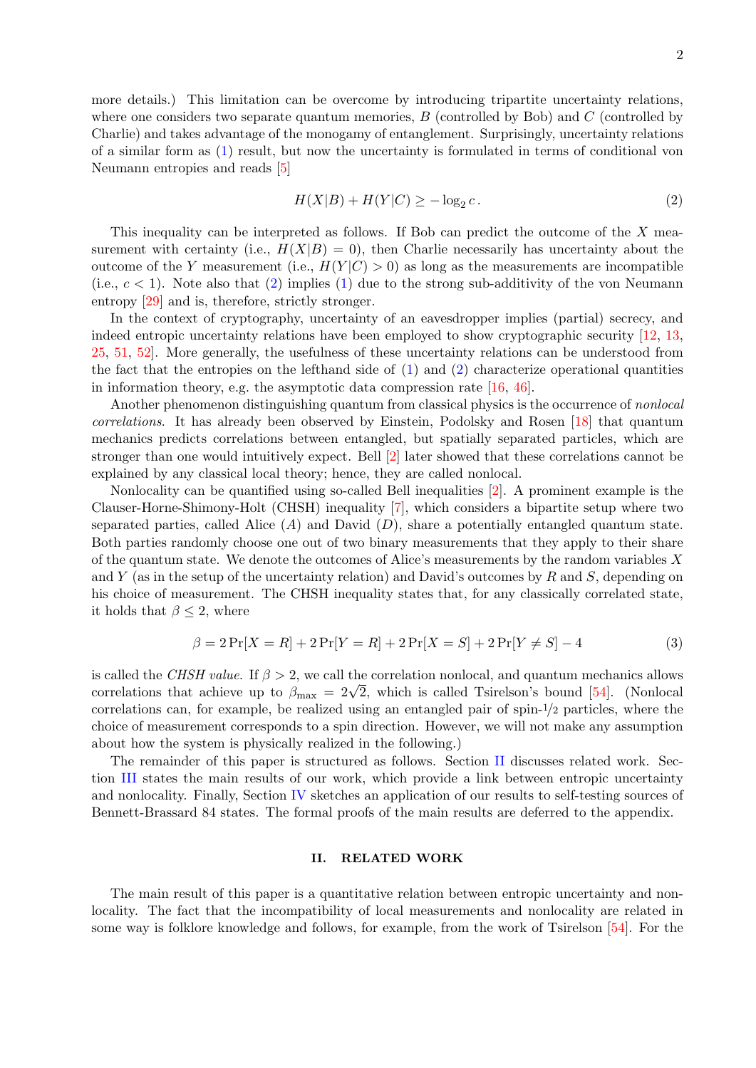more details.) This limitation can be overcome by introducing tripartite uncertainty relations, where one considers two separate quantum memories, $B$ (controlled by Bob) and $C$ (controlled by Charlie) and takes advantage of the monogamy of entanglement. Surprisingly, uncertainty relations of a similar form as (1) result, but now the uncertainty is formulated in terms of conditional von Neumann entropies and reads [5]

$$H(X|B) + H(Y|C) \geq -\log_2 c\,. \tag{2}$$

This inequality can be interpreted as follows. If Bob can predict the outcome of the $X$ measurement with certainty (i.e., $H(X|B) = 0$), then Charlie necessarily has uncertainty about the outcome of the $Y$ measurement (i.e., $H(Y|C) > 0$) as long as the measurements are incompatible (i.e., $c < 1$). Note also that (2) implies (1) due to the strong sub-additivity of the von Neumann entropy [29] and is, therefore, strictly stronger.

In the context of cryptography, uncertainty of an eavesdropper implies (partial) secrecy, and indeed entropic uncertainty relations have been employed to show cryptographic security [12, 13, 25, 51, 52]. More generally, the usefulness of these uncertainty relations can be understood from the fact that the entropies on the lefthand side of (1) and (2) characterize operational quantities in information theory, e.g. the asymptotic data compression rate [16, 46].

Another phenomenon distinguishing quantum from classical physics is the occurrence of *nonlocal correlations*. It has already been observed by Einstein, Podolsky and Rosen [18] that quantum mechanics predicts correlations between entangled, but spatially separated particles, which are stronger than one would intuitively expect. Bell [2] later showed that these correlations cannot be explained by any classical local theory; hence, they are called nonlocal.

Nonlocality can be quantified using so-called Bell inequalities [2]. A prominent example is the Clauser-Horne-Shimony-Holt (CHSH) inequality [7], which considers a bipartite setup where two separated parties, called Alice ($A$) and David ($D$), share a potentially entangled quantum state. Both parties randomly choose one out of two binary measurements that they apply to their share of the quantum state. We denote the outcomes of Alice's measurements by the random variables $X$ and $Y$ (as in the setup of the uncertainty relation) and David's outcomes by $R$ and $S$, depending on his choice of measurement. The CHSH inequality states that, for any classically correlated state, it holds that $\beta \leq 2$, where

$$\beta = 2\Pr[X = R] + 2\Pr[Y = R] + 2\Pr[X = S] + 2\Pr[Y \neq S] - 4 \tag{3}$$

is called the *CHSH value*. If $\beta > 2$, we call the correlation nonlocal, and quantum mechanics allows correlations that achieve up to $\beta_{\max} = 2\sqrt{2}$, which is called Tsirelson's bound [54]. (Nonlocal correlations can, for example, be realized using an entangled pair of spin-$1/2$ particles, where the choice of measurement corresponds to a spin direction. However, we will not make any assumption about how the system is physically realized in the following.)

The remainder of this paper is structured as follows. Section II discusses related work. Section III states the main results of our work, which provide a link between entropic uncertainty and nonlocality. Finally, Section IV sketches an application of our results to self-testing sources of Bennett-Brassard 84 states. The formal proofs of the main results are deferred to the appendix.

## II. RELATED WORK

The main result of this paper is a quantitative relation between entropic uncertainty and nonlocality. The fact that the incompatibility of local measurements and nonlocality are related in some way is folklore knowledge and follows, for example, from the work of Tsirelson [54]. For the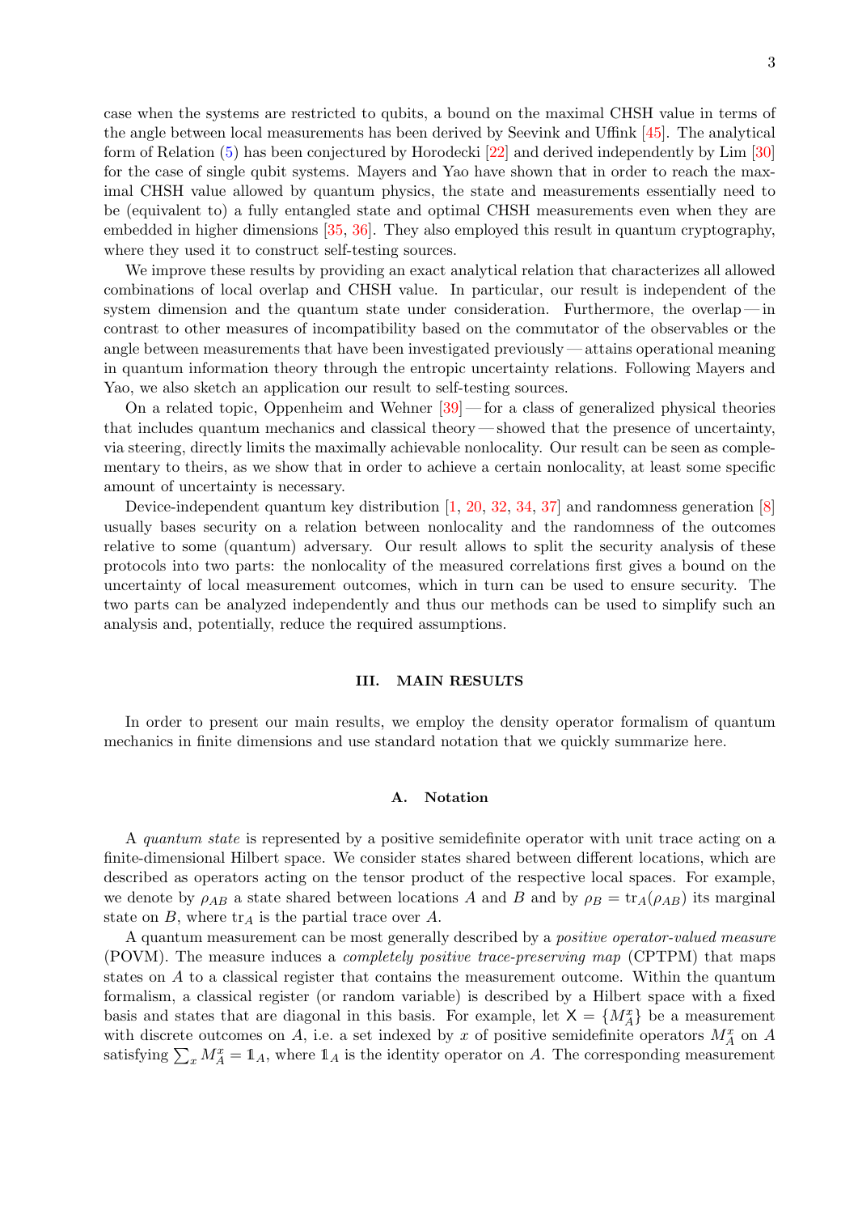case when the systems are restricted to qubits, a bound on the maximal CHSH value in terms of the angle between local measurements has been derived by Seevink and Uffink [45]. The analytical form of Relation (5) has been conjectured by Horodecki [22] and derived independently by Lim [30] for the case of single qubit systems. Mayers and Yao have shown that in order to reach the maximal CHSH value allowed by quantum physics, the state and measurements essentially need to be (equivalent to) a fully entangled state and optimal CHSH measurements even when they are embedded in higher dimensions [35, 36]. They also employed this result in quantum cryptography, where they used it to construct self-testing sources.

We improve these results by providing an exact analytical relation that characterizes all allowed combinations of local overlap and CHSH value. In particular, our result is independent of the system dimension and the quantum state under consideration. Furthermore, the overlap — in contrast to other measures of incompatibility based on the commutator of the observables or the angle between measurements that have been investigated previously — attains operational meaning in quantum information theory through the entropic uncertainty relations. Following Mayers and Yao, we also sketch an application our result to self-testing sources.

On a related topic, Oppenheim and Wehner [39] — for a class of generalized physical theories that includes quantum mechanics and classical theory — showed that the presence of uncertainty, via steering, directly limits the maximally achievable nonlocality. Our result can be seen as complementary to theirs, as we show that in order to achieve a certain nonlocality, at least some specific amount of uncertainty is necessary.

Device-independent quantum key distribution [1, 20, 32, 34, 37] and randomness generation [8] usually bases security on a relation between nonlocality and the randomness of the outcomes relative to some (quantum) adversary. Our result allows to split the security analysis of these protocols into two parts: the nonlocality of the measured correlations first gives a bound on the uncertainty of local measurement outcomes, which in turn can be used to ensure security. The two parts can be analyzed independently and thus our methods can be used to simplify such an analysis and, potentially, reduce the required assumptions.

## III. MAIN RESULTS

In order to present our main results, we employ the density operator formalism of quantum mechanics in finite dimensions and use standard notation that we quickly summarize here.

### A. Notation

A *quantum state* is represented by a positive semidefinite operator with unit trace acting on a finite-dimensional Hilbert space. We consider states shared between different locations, which are described as operators acting on the tensor product of the respective local spaces. For example, we denote by $\rho_{AB}$ a state shared between locations $A$ and $B$ and by $\rho_B = \mathrm{tr}_A(\rho_{AB})$ its marginal state on $B$, where $\mathrm{tr}_A$ is the partial trace over $A$.

A quantum measurement can be most generally described by a *positive operator-valued measure* (POVM). The measure induces a *completely positive trace-preserving map* (CPTPM) that maps states on $A$ to a classical register that contains the measurement outcome. Within the quantum formalism, a classical register (or random variable) is described by a Hilbert space with a fixed basis and states that are diagonal in this basis. For example, let $\mathsf{X} = \{M_A^x\}$ be a measurement with discrete outcomes on $A$, i.e. a set indexed by $x$ of positive semidefinite operators $M_A^x$ on $A$ satisfying $\sum_x M_A^x = \mathbb{1}_A$, where $\mathbb{1}_A$ is the identity operator on $A$. The corresponding measurement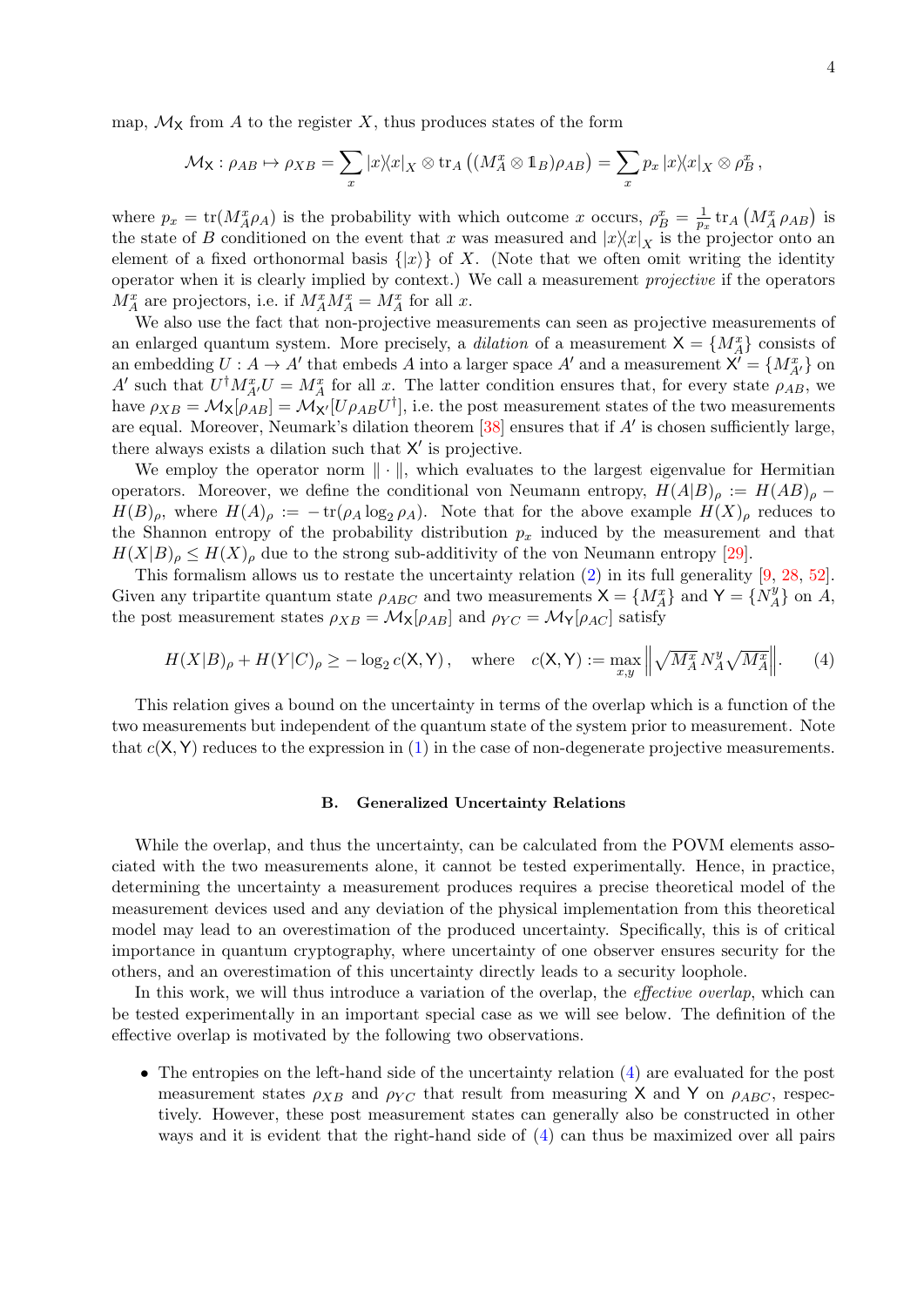map, $\mathcal{M}_{\mathsf{X}}$ from $A$ to the register $X$, thus produces states of the form

$$\mathcal{M}_{\mathsf{X}} : \rho_{AB} \mapsto \rho_{XB} = \sum_x |x\rangle\!\langle x|_X \otimes \mathrm{tr}_A\left((M_A^x \otimes \mathbb{1}_B)\rho_{AB}\right) = \sum_x p_x\, |x\rangle\!\langle x|_X \otimes \rho_B^x \,,$$

where $p_x = \mathrm{tr}(M_A^x \rho_A)$ is the probability with which outcome $x$ occurs, $\rho_B^x = \frac{1}{p_x}\,\mathrm{tr}_A\left(M_A^x\, \rho_{AB}\right)$ is the state of $B$ conditioned on the event that $x$ was measured and $|x\rangle\!\langle x|_X$ is the projector onto an element of a fixed orthonormal basis $\{|x\rangle\}$ of $X$. (Note that we often omit writing the identity operator when it is clearly implied by context.) We call a measurement *projective* if the operators $M_A^x$ are projectors, i.e. if $M_A^x M_A^x = M_A^x$ for all $x$.

We also use the fact that non-projective measurements can seen as projective measurements of an enlarged quantum system. More precisely, a *dilation* of a measurement $\mathsf{X} = \{M_A^x\}$ consists of an embedding $U : A \to A'$ that embeds $A$ into a larger space $A'$ and a measurement $\mathsf{X}' = \{M_{A'}^x\}$ on $A'$ such that $U^\dagger M_{A'}^x U = M_A^x$ for all $x$. The latter condition ensures that, for every state $\rho_{AB}$, we have $\rho_{XB} = \mathcal{M}_{\mathsf{X}}[\rho_{AB}] = \mathcal{M}_{\mathsf{X}'}[U\rho_{AB}U^\dagger]$, i.e. the post measurement states of the two measurements are equal. Moreover, Neumark's dilation theorem [38] ensures that if $A'$ is chosen sufficiently large, there always exists a dilation such that $\mathsf{X}'$ is projective.

We employ the operator norm $\|\cdot\|$, which evaluates to the largest eigenvalue for Hermitian operators. Moreover, we define the conditional von Neumann entropy, $H(A|B)_\rho := H(AB)_\rho - H(B)_\rho$, where $H(A)_\rho := -\mathrm{tr}(\rho_A \log_2 \rho_A)$. Note that for the above example $H(X)_\rho$ reduces to the Shannon entropy of the probability distribution $p_x$ induced by the measurement and that $H(X|B)_\rho \leq H(X)_\rho$ due to the strong sub-additivity of the von Neumann entropy [29].

This formalism allows us to restate the uncertainty relation (2) in its full generality [9, 28, 52]. Given any tripartite quantum state $\rho_{ABC}$ and two measurements $\mathsf{X} = \{M_A^x\}$ and $\mathsf{Y} = \{N_A^y\}$ on $A$, the post measurement states $\rho_{XB} = \mathcal{M}_{\mathsf{X}}[\rho_{AB}]$ and $\rho_{YC} = \mathcal{M}_{\mathsf{Y}}[\rho_{AC}]$ satisfy

$$H(X|B)_\rho + H(Y|C)_\rho \geq -\log_2 c(\mathsf{X},\mathsf{Y})\,, \quad \text{where} \quad c(\mathsf{X},\mathsf{Y}) := \max_{x,y} \left\| \sqrt{M_A^x}\, N_A^y \sqrt{M_A^x} \right\|. \tag{4}$$

This relation gives a bound on the uncertainty in terms of the overlap which is a function of the two measurements but independent of the quantum state of the system prior to measurement. Note that $c(\mathsf{X},\mathsf{Y})$ reduces to the expression in (1) in the case of non-degenerate projective measurements.

### B. Generalized Uncertainty Relations

While the overlap, and thus the uncertainty, can be calculated from the POVM elements associated with the two measurements alone, it cannot be tested experimentally. Hence, in practice, determining the uncertainty a measurement produces requires a precise theoretical model of the measurement devices used and any deviation of the physical implementation from this theoretical model may lead to an overestimation of the produced uncertainty. Specifically, this is of critical importance in quantum cryptography, where uncertainty of one observer ensures security for the others, and an overestimation of this uncertainty directly leads to a security loophole.

In this work, we will thus introduce a variation of the overlap, the *effective overlap*, which can be tested experimentally in an important special case as we will see below. The definition of the effective overlap is motivated by the following two observations.

- The entropies on the left-hand side of the uncertainty relation (4) are evaluated for the post measurement states $\rho_{XB}$ and $\rho_{YC}$ that result from measuring $\mathsf{X}$ and $\mathsf{Y}$ on $\rho_{ABC}$, respectively. However, these post measurement states can generally also be constructed in other ways and it is evident that the right-hand side of (4) can thus be maximized over all pairs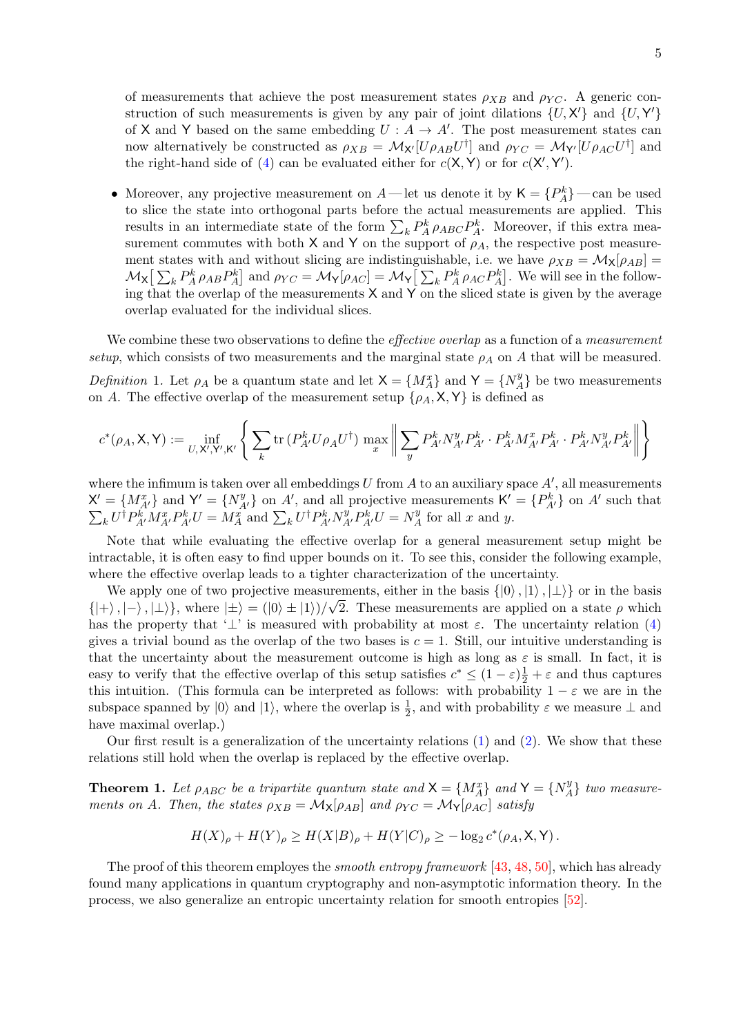of measurements that achieve the post measurement states $\rho_{XB}$ and $\rho_{YC}$. A generic construction of such measurements is given by any pair of joint dilations $\{U, \mathsf{X}'\}$ and $\{U, \mathsf{Y}'\}$ of $\mathsf{X}$ and $\mathsf{Y}$ based on the same embedding $U : A \to A'$. The post measurement states can now alternatively be constructed as $\rho_{XB} = \mathcal{M}_{\mathsf{X}'}[U\rho_{AB}U^\dagger]$ and $\rho_{YC} = \mathcal{M}_{\mathsf{Y}'}[U\rho_{AC}U^\dagger]$ and the right-hand side of (4) can be evaluated either for $c(\mathsf{X}, \mathsf{Y})$ or for $c(\mathsf{X}', \mathsf{Y}')$.

- Moreover, any projective measurement on $A$ — let us denote it by $\mathsf{K} = \{P_A^k\}$ — can be used to slice the state into orthogonal parts before the actual measurements are applied. This results in an intermediate state of the form $\sum_k P_A^k \rho_{ABC} P_A^k$. Moreover, if this extra measurement commutes with both $\mathsf{X}$ and $\mathsf{Y}$ on the support of $\rho_A$, the respective post measurement states with and without slicing are indistinguishable, i.e. we have $\rho_{XB} = \mathcal{M}_{\mathsf{X}}[\rho_{AB}] = \mathcal{M}_{\mathsf{X}}\big[\sum_k P_A^k \rho_{AB} P_A^k\big]$ and $\rho_{YC} = \mathcal{M}_{\mathsf{Y}}[\rho_{AC}] = \mathcal{M}_{\mathsf{Y}}\big[\sum_k P_A^k \rho_{AC} P_A^k\big]$. We will see in the following that the overlap of the measurements $\mathsf{X}$ and $\mathsf{Y}$ on the sliced state is given by the average overlap evaluated for the individual slices.

We combine these two observations to define the *effective overlap* as a function of a *measurement setup*, which consists of two measurements and the marginal state $\rho_A$ on $A$ that will be measured.

*Definition* 1. Let $\rho_A$ be a quantum state and let $\mathsf{X} = \{M_A^x\}$ and $\mathsf{Y} = \{N_A^y\}$ be two measurements on $A$. The effective overlap of the measurement setup $\{\rho_A, \mathsf{X}, \mathsf{Y}\}$ is defined as

$$c^*(\rho_A, \mathsf{X}, \mathsf{Y}) := \inf_{U, \mathsf{X}', \mathsf{Y}', \mathsf{K}'} \left\{ \sum_k \mathrm{tr}\,(P_{A'}^k U \rho_A U^\dagger) \max_x \left\| \sum_y P_{A'}^k N_{A'}^y P_{A'}^k \cdot P_{A'}^k M_{A'}^x P_{A'}^k \cdot P_{A'}^k N_{A'}^y P_{A'}^k \right\| \right\}$$

where the infimum is taken over all embeddings $U$ from $A$ to an auxiliary space $A'$, all measurements $\mathsf{X}' = \{M_{A'}^x\}$ and $\mathsf{Y}' = \{N_{A'}^y\}$ on $A'$, and all projective measurements $\mathsf{K}' = \{P_{A'}^k\}$ on $A'$ such that $\sum_k U^\dagger P_{A'}^k M_{A'}^x P_{A'}^k U = M_A^x$ and $\sum_k U^\dagger P_{A'}^k N_{A'}^y P_{A'}^k U = N_A^y$ for all $x$ and $y$.

Note that while evaluating the effective overlap for a general measurement setup might be intractable, it is often easy to find upper bounds on it. To see this, consider the following example, where the effective overlap leads to a tighter characterization of the uncertainty.

We apply one of two projective measurements, either in the basis $\{|0\rangle, |1\rangle, |\perp\rangle\}$ or in the basis $\{|+\rangle, |-\rangle, |\perp\rangle\}$, where $|\pm\rangle = (|0\rangle \pm |1\rangle)/\sqrt{2}$. These measurements are applied on a state $\rho$ which has the property that '$\perp$' is measured with probability at most $\varepsilon$. The uncertainty relation (4) gives a trivial bound as the overlap of the two bases is $c = 1$. Still, our intuitive understanding is that the uncertainty about the measurement outcome is high as long as $\varepsilon$ is small. In fact, it is easy to verify that the effective overlap of this setup satisfies $c^* \le (1-\varepsilon)\frac{1}{2} + \varepsilon$ and thus captures this intuition. (This formula can be interpreted as follows: with probability $1-\varepsilon$ we are in the subspace spanned by $|0\rangle$ and $|1\rangle$, where the overlap is $\frac{1}{2}$, and with probability $\varepsilon$ we measure $\perp$ and have maximal overlap.)

Our first result is a generalization of the uncertainty relations (1) and (2). We show that these relations still hold when the overlap is replaced by the effective overlap.

**Theorem 1.** *Let $\rho_{ABC}$ be a tripartite quantum state and $\mathsf{X} = \{M_A^x\}$ and $\mathsf{Y} = \{N_A^y\}$ two measurements on $A$. Then, the states $\rho_{XB} = \mathcal{M}_{\mathsf{X}}[\rho_{AB}]$ and $\rho_{YC} = \mathcal{M}_{\mathsf{Y}}[\rho_{AC}]$ satisfy*

$$H(X)_\rho + H(Y)_\rho \ge H(X|B)_\rho + H(Y|C)_\rho \ge -\log_2 c^*(\rho_A, \mathsf{X}, \mathsf{Y}) .$$

The proof of this theorem employs the *smooth entropy framework* [43, 48, 50], which has already found many applications in quantum cryptography and non-asymptotic information theory. In the process, we also generalize an entropic uncertainty relation for smooth entropies [52].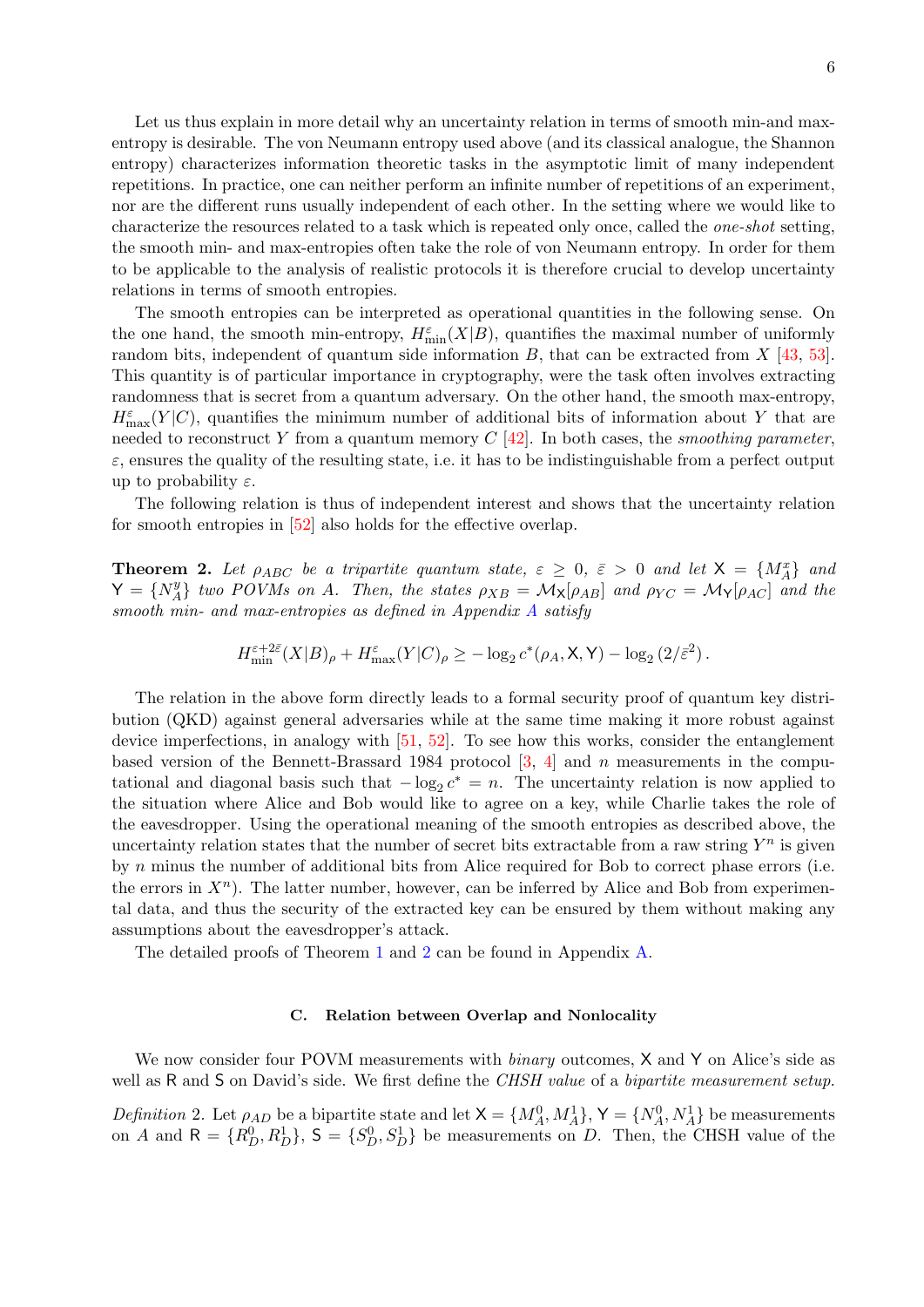Let us thus explain in more detail why an uncertainty relation in terms of smooth min-and max-entropy is desirable. The von Neumann entropy used above (and its classical analogue, the Shannon entropy) characterizes information theoretic tasks in the asymptotic limit of many independent repetitions. In practice, one can neither perform an infinite number of repetitions of an experiment, nor are the different runs usually independent of each other. In the setting where we would like to characterize the resources related to a task which is repeated only once, called the *one-shot* setting, the smooth min- and max-entropies often take the role of von Neumann entropy. In order for them to be applicable to the analysis of realistic protocols it is therefore crucial to develop uncertainty relations in terms of smooth entropies.

The smooth entropies can be interpreted as operational quantities in the following sense. On the one hand, the smooth min-entropy, $H^{\varepsilon}_{\min}(X|B)$, quantifies the maximal number of uniformly random bits, independent of quantum side information $B$, that can be extracted from $X$ [43, 53]. This quantity is of particular importance in cryptography, were the task often involves extracting randomness that is secret from a quantum adversary. On the other hand, the smooth max-entropy, $H^{\varepsilon}_{\max}(Y|C)$, quantifies the minimum number of additional bits of information about $Y$ that are needed to reconstruct $Y$ from a quantum memory $C$ [42]. In both cases, the *smoothing parameter*, $\varepsilon$, ensures the quality of the resulting state, i.e. it has to be indistinguishable from a perfect output up to probability $\varepsilon$.

The following relation is thus of independent interest and shows that the uncertainty relation for smooth entropies in [52] also holds for the effective overlap.

**Theorem 2.** *Let $\rho_{ABC}$ be a tripartite quantum state, $\varepsilon \geq 0$, $\bar{\varepsilon} > 0$ and let $\mathsf{X} = \{M^x_A\}$ and $\mathsf{Y} = \{N^y_A\}$ two POVMs on $A$. Then, the states $\rho_{XB} = \mathcal{M}_{\mathsf{X}}[\rho_{AB}]$ and $\rho_{YC} = \mathcal{M}_{\mathsf{Y}}[\rho_{AC}]$ and the smooth min- and max-entropies as defined in Appendix A satisfy*

$$H^{\varepsilon+2\bar{\varepsilon}}_{\min}(X|B)_\rho + H^{\varepsilon}_{\max}(Y|C)_\rho \geq -\log_2 c^*(\rho_A, \mathsf{X}, \mathsf{Y}) - \log_2\left(2/\bar{\varepsilon}^2\right).$$

The relation in the above form directly leads to a formal security proof of quantum key distribution (QKD) against general adversaries while at the same time making it more robust against device imperfections, in analogy with [51, 52]. To see how this works, consider the entanglement based version of the Bennett-Brassard 1984 protocol [3, 4] and $n$ measurements in the computational and diagonal basis such that $-\log_2 c^* = n$. The uncertainty relation is now applied to the situation where Alice and Bob would like to agree on a key, while Charlie takes the role of the eavesdropper. Using the operational meaning of the smooth entropies as described above, the uncertainty relation states that the number of secret bits extractable from a raw string $Y^n$ is given by $n$ minus the number of additional bits from Alice required for Bob to correct phase errors (i.e. the errors in $X^n$). The latter number, however, can be inferred by Alice and Bob from experimental data, and thus the security of the extracted key can be ensured by them without making any assumptions about the eavesdropper's attack.

The detailed proofs of Theorem 1 and 2 can be found in Appendix A.

### C. Relation between Overlap and Nonlocality

We now consider four POVM measurements with *binary* outcomes, $\mathsf{X}$ and $\mathsf{Y}$ on Alice's side as well as $\mathsf{R}$ and $\mathsf{S}$ on David's side. We first define the *CHSH value* of a *bipartite measurement setup*.

*Definition* 2. Let $\rho_{AD}$ be a bipartite state and let $\mathsf{X} = \{M^0_A, M^1_A\}$, $\mathsf{Y} = \{N^0_A, N^1_A\}$ be measurements on $A$ and $\mathsf{R} = \{R^0_D, R^1_D\}$, $\mathsf{S} = \{S^0_D, S^1_D\}$ be measurements on $D$. Then, the CHSH value of the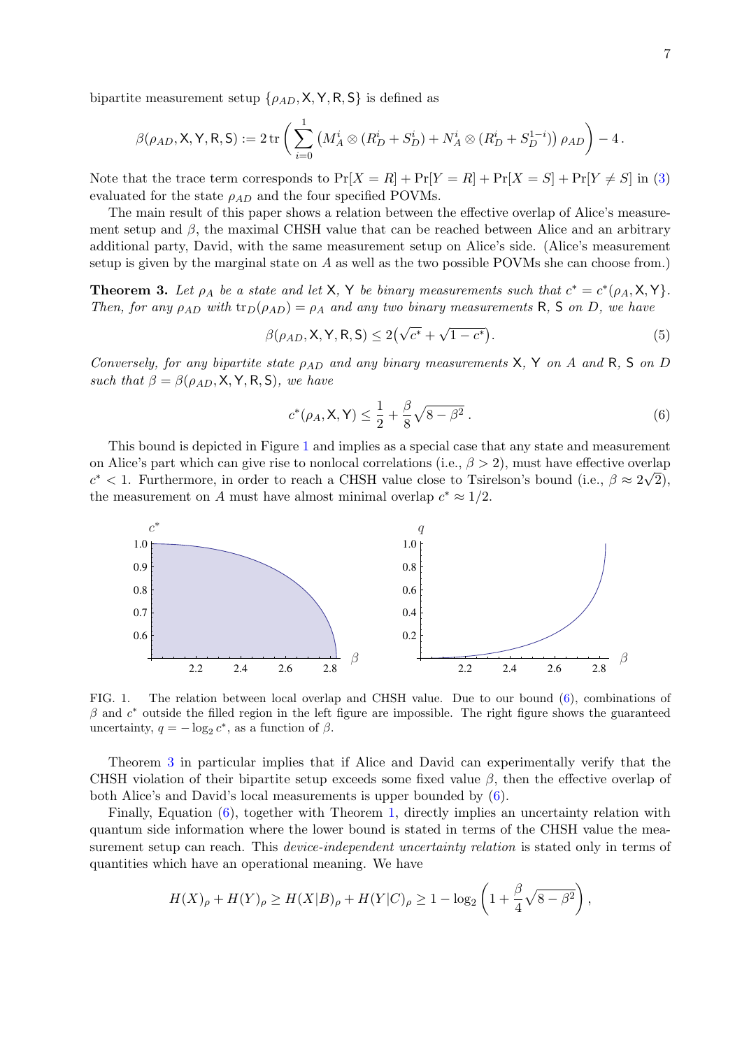bipartite measurement setup $\{\rho_{AD}, \mathsf{X}, \mathsf{Y}, \mathsf{R}, \mathsf{S}\}$ is defined as

$$\beta(\rho_{AD}, \mathsf{X}, \mathsf{Y}, \mathsf{R}, \mathsf{S}) := 2\,\mathrm{tr}\left( \sum_{i=0}^{1} \left( M_A^i \otimes (R_D^i + S_D^i) + N_A^i \otimes (R_D^i + S_D^{1-i}) \right) \rho_{AD} \right) - 4\,.$$

Note that the trace term corresponds to $\Pr[X = R] + \Pr[Y = R] + \Pr[X = S] + \Pr[Y \neq S]$ in (3) evaluated for the state $\rho_{AD}$ and the four specified POVMs.

The main result of this paper shows a relation between the effective overlap of Alice's measurement setup and $\beta$, the maximal CHSH value that can be reached between Alice and an arbitrary additional party, David, with the same measurement setup on Alice's side. (Alice's measurement setup is given by the marginal state on $A$ as well as the two possible POVMs she can choose from.)

**Theorem 3.** *Let $\rho_A$ be a state and let $\mathsf{X}$, $\mathsf{Y}$ be binary measurements such that $c^* = c^*(\rho_A, \mathsf{X}, \mathsf{Y}\}$. Then, for any $\rho_{AD}$ with $\mathrm{tr}_D(\rho_{AD}) = \rho_A$ and any two binary measurements $\mathsf{R}$, $\mathsf{S}$ on $D$, we have*

$$\beta(\rho_{AD}, \mathsf{X}, \mathsf{Y}, \mathsf{R}, \mathsf{S}) \leq 2\big(\sqrt{c^*} + \sqrt{1 - c^*}\big). \tag{5}$$

*Conversely, for any bipartite state $\rho_{AD}$ and any binary measurements $\mathsf{X}$, $\mathsf{Y}$ on $A$ and $\mathsf{R}$, $\mathsf{S}$ on $D$ such that $\beta = \beta(\rho_{AD}, \mathsf{X}, \mathsf{Y}, \mathsf{R}, \mathsf{S})$, we have*

$$c^*(\rho_A, \mathsf{X}, \mathsf{Y}) \leq \frac{1}{2} + \frac{\beta}{8}\sqrt{8 - \beta^2}\,. \tag{6}$$

This bound is depicted in Figure 1 and implies as a special case that any state and measurement on Alice's part which can give rise to nonlocal correlations (i.e., $\beta > 2$), must have effective overlap $c^* < 1$. Furthermore, in order to reach a CHSH value close to Tsirelson's bound (i.e., $\beta \approx 2\sqrt{2}$), the measurement on $A$ must have almost minimal overlap $c^* \approx 1/2$.

FIG. 1. The relation between local overlap and CHSH value. Due to our bound (6), combinations of $\beta$ and $c^*$ outside the filled region in the left figure are impossible. The right figure shows the guaranteed uncertainty, $q = -\log_2 c^*$, as a function of $\beta$.

Theorem 3 in particular implies that if Alice and David can experimentally verify that the CHSH violation of their bipartite setup exceeds some fixed value $\beta$, then the effective overlap of both Alice's and David's local measurements is upper bounded by (6).

Finally, Equation (6), together with Theorem 1, directly implies an uncertainty relation with quantum side information where the lower bound is stated in terms of the CHSH value the measurement setup can reach. This *device-independent uncertainty relation* is stated only in terms of quantities which have an operational meaning. We have

$$H(X)_\rho + H(Y)_\rho \geq H(X|B)_\rho + H(Y|C)_\rho \geq 1 - \log_2\left(1 + \frac{\beta}{4}\sqrt{8 - \beta^2}\right),$$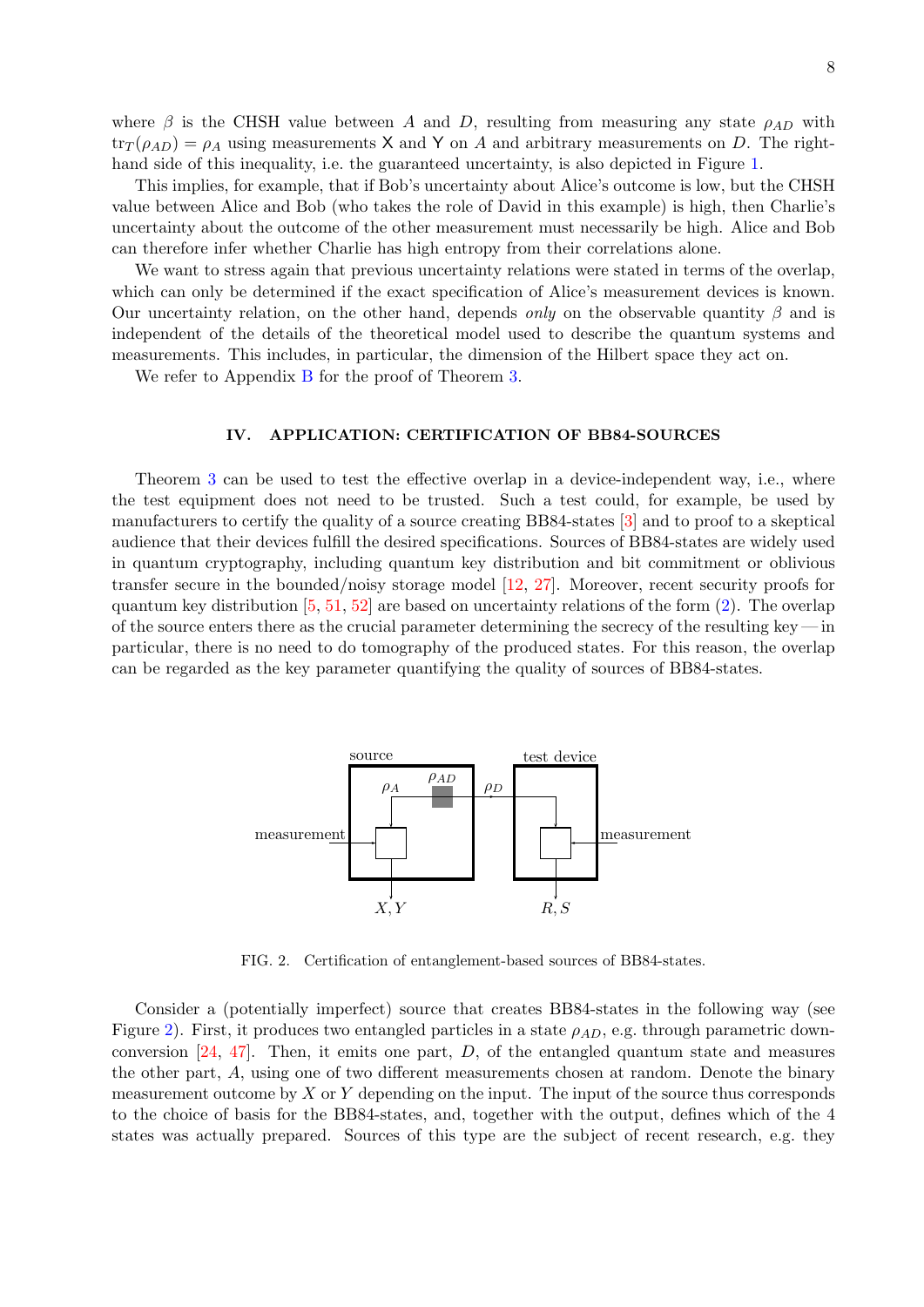where $\beta$ is the CHSH value between $A$ and $D$, resulting from measuring any state $\rho_{AD}$ with $\mathrm{tr}_T(\rho_{AD}) = \rho_A$ using measurements $\mathsf{X}$ and $\mathsf{Y}$ on $A$ and arbitrary measurements on $D$. The right-hand side of this inequality, i.e. the guaranteed uncertainty, is also depicted in Figure 1.

This implies, for example, that if Bob's uncertainty about Alice's outcome is low, but the CHSH value between Alice and Bob (who takes the role of David in this example) is high, then Charlie's uncertainty about the outcome of the other measurement must necessarily be high. Alice and Bob can therefore infer whether Charlie has high entropy from their correlations alone.

We want to stress again that previous uncertainty relations were stated in terms of the overlap, which can only be determined if the exact specification of Alice's measurement devices is known. Our uncertainty relation, on the other hand, depends *only* on the observable quantity $\beta$ and is independent of the details of the theoretical model used to describe the quantum systems and measurements. This includes, in particular, the dimension of the Hilbert space they act on.

We refer to Appendix B for the proof of Theorem 3.

## IV. APPLICATION: CERTIFICATION OF BB84-SOURCES

Theorem 3 can be used to test the effective overlap in a device-independent way, i.e., where the test equipment does not need to be trusted. Such a test could, for example, be used by manufacturers to certify the quality of a source creating BB84-states [3] and to proof to a skeptical audience that their devices fulfill the desired specifications. Sources of BB84-states are widely used in quantum cryptography, including quantum key distribution and bit commitment or oblivious transfer secure in the bounded/noisy storage model [12, 27]. Moreover, recent security proofs for quantum key distribution [5, 51, 52] are based on uncertainty relations of the form (2). The overlap of the source enters there as the crucial parameter determining the secrecy of the resulting key — in particular, there is no need to do tomography of the produced states. For this reason, the overlap can be regarded as the key parameter quantifying the quality of sources of BB84-states.

FIG. 2. Certification of entanglement-based sources of BB84-states.

Consider a (potentially imperfect) source that creates BB84-states in the following way (see Figure 2). First, it produces two entangled particles in a state $\rho_{AD}$, e.g. through parametric down-conversion [24, 47]. Then, it emits one part, $D$, of the entangled quantum state and measures the other part, $A$, using one of two different measurements chosen at random. Denote the binary measurement outcome by $X$ or $Y$ depending on the input. The input of the source thus corresponds to the choice of basis for the BB84-states, and, together with the output, defines which of the 4 states was actually prepared. Sources of this type are the subject of recent research, e.g. they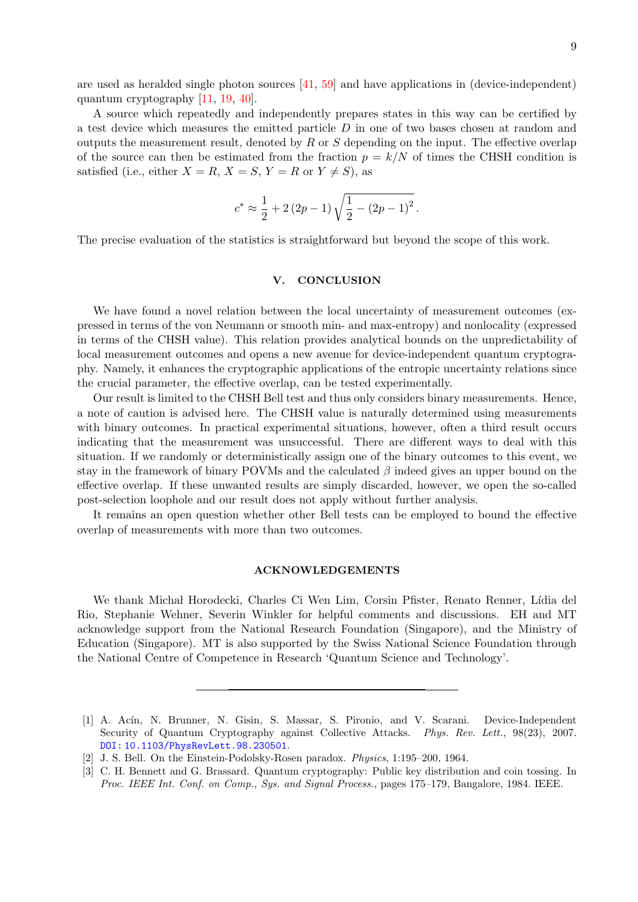are used as heralded single photon sources [41, 59] and have applications in (device-independent) quantum cryptography [11, 19, 40].

A source which repeatedly and independently prepares states in this way can be certified by a test device which measures the emitted particle $D$ in one of two bases chosen at random and outputs the measurement result, denoted by $R$ or $S$ depending on the input. The effective overlap of the source can then be estimated from the fraction $p = k/N$ of times the CHSH condition is satisfied (i.e., either $X = R$, $X = S$, $Y = R$ or $Y \neq S$), as

$$c^* \approx \frac{1}{2} + 2\,(2p-1)\sqrt{\frac{1}{2} - (2p-1)^2}\,.$$

The precise evaluation of the statistics is straightforward but beyond the scope of this work.

## V. CONCLUSION

We have found a novel relation between the local uncertainty of measurement outcomes (expressed in terms of the von Neumann or smooth min- and max-entropy) and nonlocality (expressed in terms of the CHSH value). This relation provides analytical bounds on the unpredictability of local measurement outcomes and opens a new avenue for device-independent quantum cryptography. Namely, it enhances the cryptographic applications of the entropic uncertainty relations since the crucial parameter, the effective overlap, can be tested experimentally.

Our result is limited to the CHSH Bell test and thus only considers binary measurements. Hence, a note of caution is advised here. The CHSH value is naturally determined using measurements with binary outcomes. In practical experimental situations, however, often a third result occurs indicating that the measurement was unsuccessful. There are different ways to deal with this situation. If we randomly or deterministically assign one of the binary outcomes to this event, we stay in the framework of binary POVMs and the calculated $\beta$ indeed gives an upper bound on the effective overlap. If these unwanted results are simply discarded, however, we open the so-called post-selection loophole and our result does not apply without further analysis.

It remains an open question whether other Bell tests can be employed to bound the effective overlap of measurements with more than two outcomes.

## ACKNOWLEDGEMENTS

We thank Michał Horodecki, Charles Ci Wen Lim, Corsin Pfister, Renato Renner, Lídia del Rio, Stephanie Wehner, Severin Winkler for helpful comments and discussions. EH and MT acknowledge support from the National Research Foundation (Singapore), and the Ministry of Education (Singapore). MT is also supported by the Swiss National Science Foundation through the National Centre of Competence in Research 'Quantum Science and Technology'.

---

[1] A. Acín, N. Brunner, N. Gisin, S. Massar, S. Pironio, and V. Scarani. Device-Independent Security of Quantum Cryptography against Collective Attacks. *Phys. Rev. Lett.*, 98(23), 2007. DOI: 10.1103/PhysRevLett.98.230501.

[2] J. S. Bell. On the Einstein-Podolsky-Rosen paradox. *Physics*, 1:195–200, 1964.

[3] C. H. Bennett and G. Brassard. Quantum cryptography: Public key distribution and coin tossing. In *Proc. IEEE Int. Conf. on Comp., Sys. and Signal Process.*, pages 175–179, Bangalore, 1984. IEEE.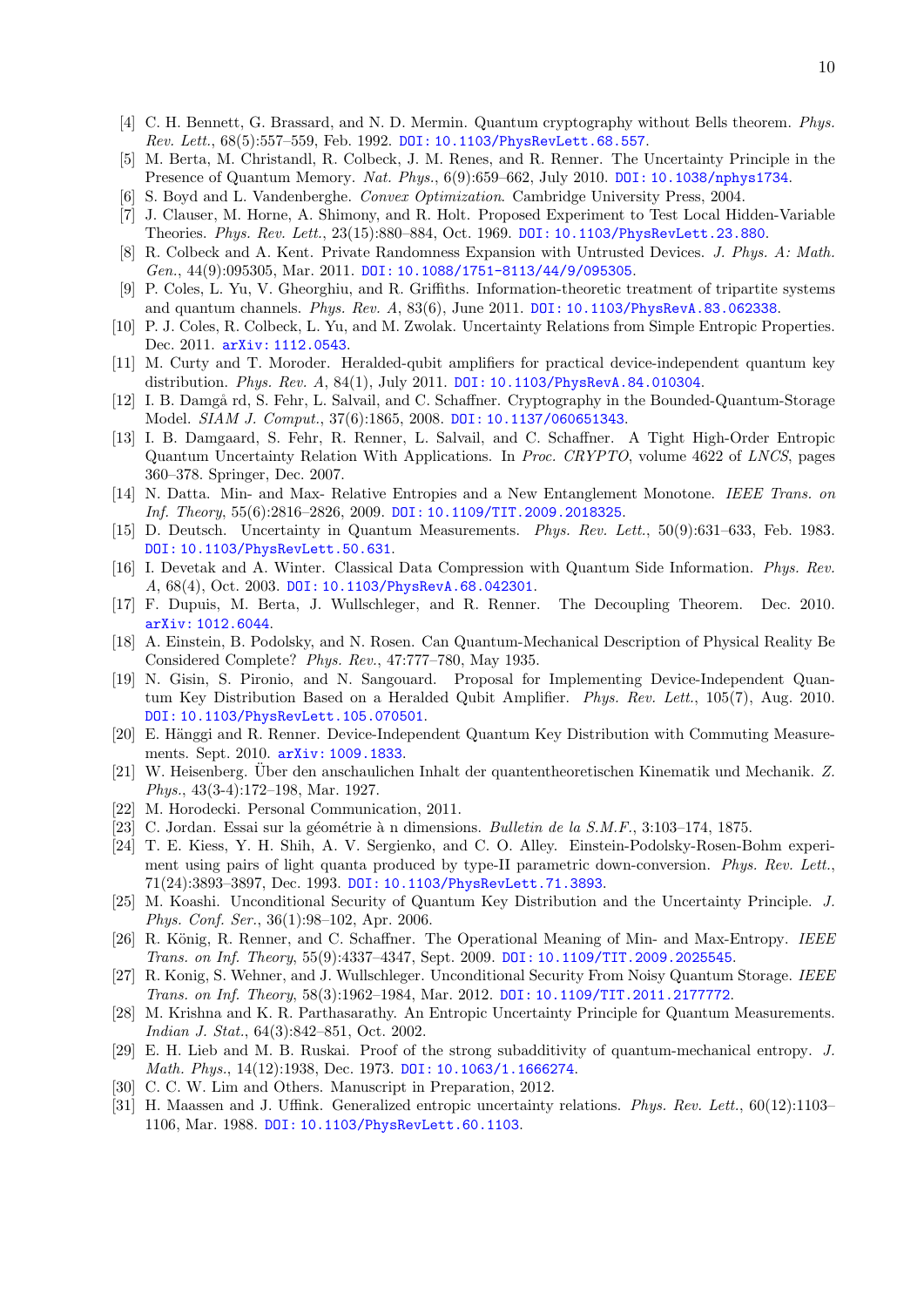- [4] C. H. Bennett, G. Brassard, and N. D. Mermin. Quantum cryptography without Bells theorem. *Phys. Rev. Lett.*, 68(5):557–559, Feb. 1992. DOI: 10.1103/PhysRevLett.68.557.
- [5] M. Berta, M. Christandl, R. Colbeck, J. M. Renes, and R. Renner. The Uncertainty Principle in the Presence of Quantum Memory. *Nat. Phys.*, 6(9):659–662, July 2010. DOI: 10.1038/nphys1734.
- [6] S. Boyd and L. Vandenberghe. *Convex Optimization*. Cambridge University Press, 2004.
- [7] J. Clauser, M. Horne, A. Shimony, and R. Holt. Proposed Experiment to Test Local Hidden-Variable Theories. *Phys. Rev. Lett.*, 23(15):880–884, Oct. 1969. DOI: 10.1103/PhysRevLett.23.880.
- [8] R. Colbeck and A. Kent. Private Randomness Expansion with Untrusted Devices. *J. Phys. A: Math. Gen.*, 44(9):095305, Mar. 2011. DOI: 10.1088/1751-8113/44/9/095305.
- [9] P. Coles, L. Yu, V. Gheorghiu, and R. Griffiths. Information-theoretic treatment of tripartite systems and quantum channels. *Phys. Rev. A*, 83(6), June 2011. DOI: 10.1103/PhysRevA.83.062338.
- [10] P. J. Coles, R. Colbeck, L. Yu, and M. Zwolak. Uncertainty Relations from Simple Entropic Properties. Dec. 2011. arXiv: 1112.0543.
- [11] M. Curty and T. Moroder. Heralded-qubit amplifiers for practical device-independent quantum key distribution. *Phys. Rev. A*, 84(1), July 2011. DOI: 10.1103/PhysRevA.84.010304.
- [12] I. B. Damgå rd, S. Fehr, L. Salvail, and C. Schaffner. Cryptography in the Bounded-Quantum-Storage Model. *SIAM J. Comput.*, 37(6):1865, 2008. DOI: 10.1137/060651343.
- [13] I. B. Damgaard, S. Fehr, R. Renner, L. Salvail, and C. Schaffner. A Tight High-Order Entropic Quantum Uncertainty Relation With Applications. In *Proc. CRYPTO*, volume 4622 of *LNCS*, pages 360–378. Springer, Dec. 2007.
- [14] N. Datta. Min- and Max- Relative Entropies and a New Entanglement Monotone. *IEEE Trans. on Inf. Theory*, 55(6):2816–2826, 2009. DOI: 10.1109/TIT.2009.2018325.
- [15] D. Deutsch. Uncertainty in Quantum Measurements. *Phys. Rev. Lett.*, 50(9):631–633, Feb. 1983. DOI: 10.1103/PhysRevLett.50.631.
- [16] I. Devetak and A. Winter. Classical Data Compression with Quantum Side Information. *Phys. Rev. A*, 68(4), Oct. 2003. DOI: 10.1103/PhysRevA.68.042301.
- [17] F. Dupuis, M. Berta, J. Wullschleger, and R. Renner. The Decoupling Theorem. Dec. 2010. arXiv: 1012.6044.
- [18] A. Einstein, B. Podolsky, and N. Rosen. Can Quantum-Mechanical Description of Physical Reality Be Considered Complete? *Phys. Rev.*, 47:777–780, May 1935.
- [19] N. Gisin, S. Pironio, and N. Sangouard. Proposal for Implementing Device-Independent Quantum Key Distribution Based on a Heralded Qubit Amplifier. *Phys. Rev. Lett.*, 105(7), Aug. 2010. DOI: 10.1103/PhysRevLett.105.070501.
- [20] E. Hänggi and R. Renner. Device-Independent Quantum Key Distribution with Commuting Measurements. Sept. 2010. arXiv: 1009.1833.
- [21] W. Heisenberg. Über den anschaulichen Inhalt der quantentheoretischen Kinematik und Mechanik. *Z. Phys.*, 43(3-4):172–198, Mar. 1927.
- [22] M. Horodecki. Personal Communication, 2011.
- [23] C. Jordan. Essai sur la géométrie à n dimensions. *Bulletin de la S.M.F.*, 3:103–174, 1875.
- [24] T. E. Kiess, Y. H. Shih, A. V. Sergienko, and C. O. Alley. Einstein-Podolsky-Rosen-Bohm experiment using pairs of light quanta produced by type-II parametric down-conversion. *Phys. Rev. Lett.*, 71(24):3893–3897, Dec. 1993. DOI: 10.1103/PhysRevLett.71.3893.
- [25] M. Koashi. Unconditional Security of Quantum Key Distribution and the Uncertainty Principle. *J. Phys. Conf. Ser.*, 36(1):98–102, Apr. 2006.
- [26] R. König, R. Renner, and C. Schaffner. The Operational Meaning of Min- and Max-Entropy. *IEEE Trans. on Inf. Theory*, 55(9):4337–4347, Sept. 2009. DOI: 10.1109/TIT.2009.2025545.
- [27] R. Konig, S. Wehner, and J. Wullschleger. Unconditional Security From Noisy Quantum Storage. *IEEE Trans. on Inf. Theory*, 58(3):1962–1984, Mar. 2012. DOI: 10.1109/TIT.2011.2177772.
- [28] M. Krishna and K. R. Parthasarathy. An Entropic Uncertainty Principle for Quantum Measurements. *Indian J. Stat.*, 64(3):842–851, Oct. 2002.
- [29] E. H. Lieb and M. B. Ruskai. Proof of the strong subadditivity of quantum-mechanical entropy. *J. Math. Phys.*, 14(12):1938, Dec. 1973. DOI: 10.1063/1.1666274.
- [30] C. C. W. Lim and Others. Manuscript in Preparation, 2012.
- [31] H. Maassen and J. Uffink. Generalized entropic uncertainty relations. *Phys. Rev. Lett.*, 60(12):1103–1106, Mar. 1988. DOI: 10.1103/PhysRevLett.60.1103.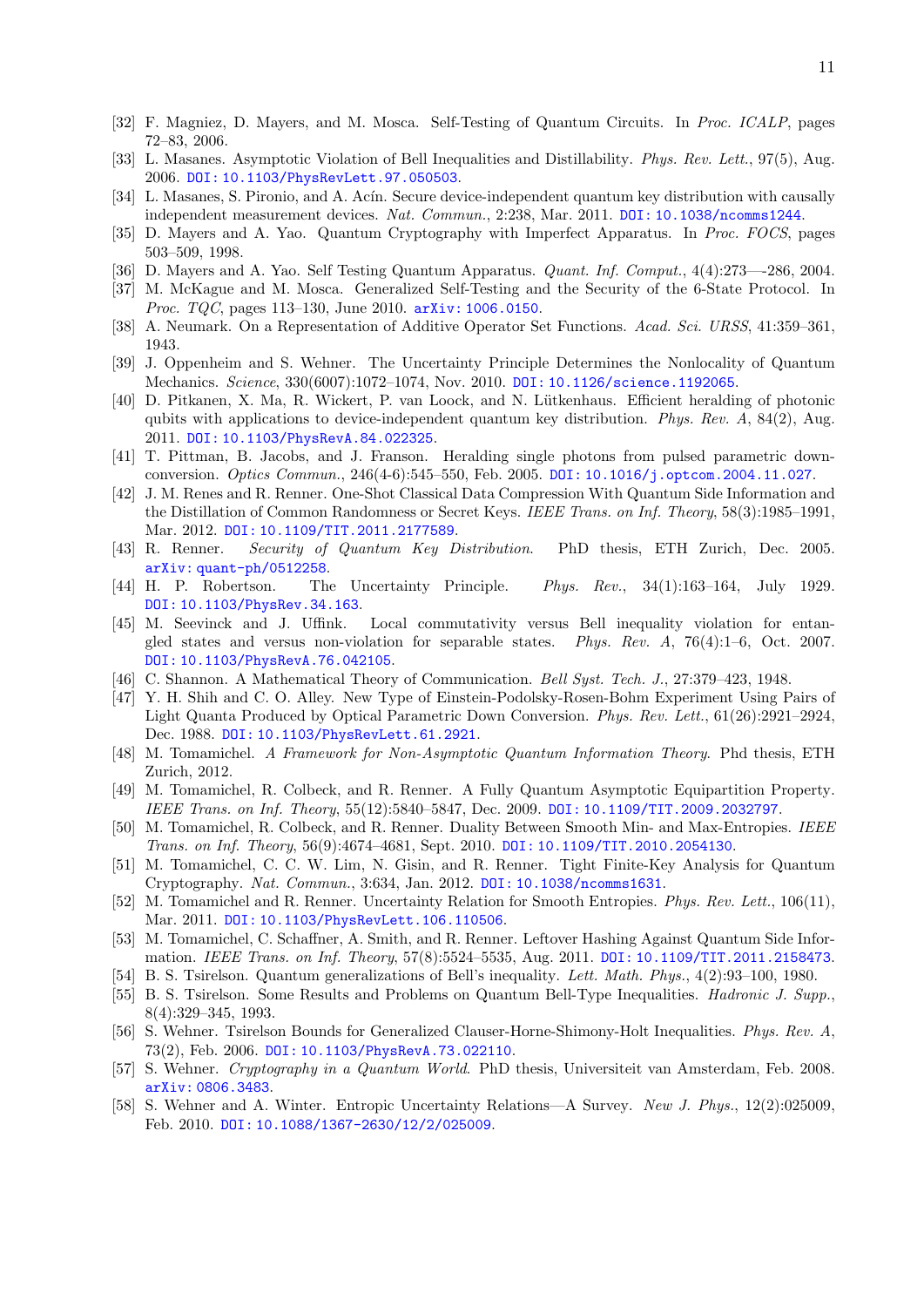[32] F. Magniez, D. Mayers, and M. Mosca. Self-Testing of Quantum Circuits. In *Proc. ICALP*, pages 72–83, 2006.

[33] L. Masanes. Asymptotic Violation of Bell Inequalities and Distillability. *Phys. Rev. Lett.*, 97(5), Aug. 2006. DOI: 10.1103/PhysRevLett.97.050503.

[34] L. Masanes, S. Pironio, and A. Acín. Secure device-independent quantum key distribution with causally independent measurement devices. *Nat. Commun.*, 2:238, Mar. 2011. DOI: 10.1038/ncomms1244.

[35] D. Mayers and A. Yao. Quantum Cryptography with Imperfect Apparatus. In *Proc. FOCS*, pages 503–509, 1998.

[36] D. Mayers and A. Yao. Self Testing Quantum Apparatus. *Quant. Inf. Comput.*, 4(4):273—-286, 2004.

[37] M. McKague and M. Mosca. Generalized Self-Testing and the Security of the 6-State Protocol. In *Proc. TQC*, pages 113–130, June 2010. arXiv: 1006.0150.

[38] A. Neumark. On a Representation of Additive Operator Set Functions. *Acad. Sci. URSS*, 41:359–361, 1943.

[39] J. Oppenheim and S. Wehner. The Uncertainty Principle Determines the Nonlocality of Quantum Mechanics. *Science*, 330(6007):1072–1074, Nov. 2010. DOI: 10.1126/science.1192065.

[40] D. Pitkanen, X. Ma, R. Wickert, P. van Loock, and N. Lütkenhaus. Efficient heralding of photonic qubits with applications to device-independent quantum key distribution. *Phys. Rev. A*, 84(2), Aug. 2011. DOI: 10.1103/PhysRevA.84.022325.

[41] T. Pittman, B. Jacobs, and J. Franson. Heralding single photons from pulsed parametric down-conversion. *Optics Commun.*, 246(4-6):545–550, Feb. 2005. DOI: 10.1016/j.optcom.2004.11.027.

[42] J. M. Renes and R. Renner. One-Shot Classical Data Compression With Quantum Side Information and the Distillation of Common Randomness or Secret Keys. *IEEE Trans. on Inf. Theory*, 58(3):1985–1991, Mar. 2012. DOI: 10.1109/TIT.2011.2177589.

[43] R. Renner. *Security of Quantum Key Distribution*. PhD thesis, ETH Zurich, Dec. 2005. arXiv: quant-ph/0512258.

[44] H. P. Robertson. The Uncertainty Principle. *Phys. Rev.*, 34(1):163–164, July 1929. DOI: 10.1103/PhysRev.34.163.

[45] M. Seevinck and J. Uffink. Local commutativity versus Bell inequality violation for entangled states and versus non-violation for separable states. *Phys. Rev. A*, 76(4):1–6, Oct. 2007. DOI: 10.1103/PhysRevA.76.042105.

[46] C. Shannon. A Mathematical Theory of Communication. *Bell Syst. Tech. J.*, 27:379–423, 1948.

[47] Y. H. Shih and C. O. Alley. New Type of Einstein-Podolsky-Rosen-Bohm Experiment Using Pairs of Light Quanta Produced by Optical Parametric Down Conversion. *Phys. Rev. Lett.*, 61(26):2921–2924, Dec. 1988. DOI: 10.1103/PhysRevLett.61.2921.

[48] M. Tomamichel. *A Framework for Non-Asymptotic Quantum Information Theory*. Phd thesis, ETH Zurich, 2012.

[49] M. Tomamichel, R. Colbeck, and R. Renner. A Fully Quantum Asymptotic Equipartition Property. *IEEE Trans. on Inf. Theory*, 55(12):5840–5847, Dec. 2009. DOI: 10.1109/TIT.2009.2032797.

[50] M. Tomamichel, R. Colbeck, and R. Renner. Duality Between Smooth Min- and Max-Entropies. *IEEE Trans. on Inf. Theory*, 56(9):4674–4681, Sept. 2010. DOI: 10.1109/TIT.2010.2054130.

[51] M. Tomamichel, C. C. W. Lim, N. Gisin, and R. Renner. Tight Finite-Key Analysis for Quantum Cryptography. *Nat. Commun.*, 3:634, Jan. 2012. DOI: 10.1038/ncomms1631.

[52] M. Tomamichel and R. Renner. Uncertainty Relation for Smooth Entropies. *Phys. Rev. Lett.*, 106(11), Mar. 2011. DOI: 10.1103/PhysRevLett.106.110506.

[53] M. Tomamichel, C. Schaffner, A. Smith, and R. Renner. Leftover Hashing Against Quantum Side Information. *IEEE Trans. on Inf. Theory*, 57(8):5524–5535, Aug. 2011. DOI: 10.1109/TIT.2011.2158473.

[54] B. S. Tsirelson. Quantum generalizations of Bell's inequality. *Lett. Math. Phys.*, 4(2):93–100, 1980.

[55] B. S. Tsirelson. Some Results and Problems on Quantum Bell-Type Inequalities. *Hadronic J. Supp.*, 8(4):329–345, 1993.

[56] S. Wehner. Tsirelson Bounds for Generalized Clauser-Horne-Shimony-Holt Inequalities. *Phys. Rev. A*, 73(2), Feb. 2006. DOI: 10.1103/PhysRevA.73.022110.

[57] S. Wehner. *Cryptography in a Quantum World*. PhD thesis, Universiteit van Amsterdam, Feb. 2008. arXiv: 0806.3483.

[58] S. Wehner and A. Winter. Entropic Uncertainty Relations—A Survey. *New J. Phys.*, 12(2):025009, Feb. 2010. DOI: 10.1088/1367-2630/12/2/025009.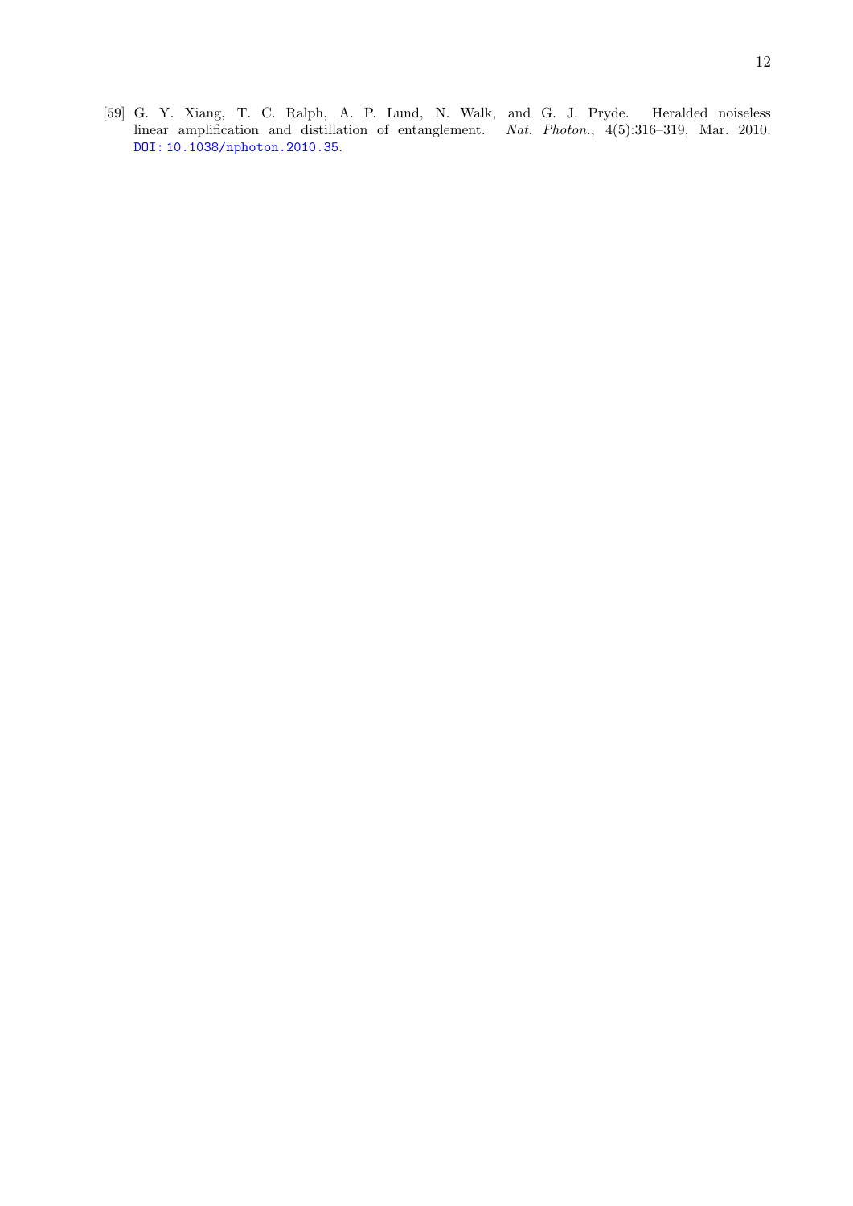[59] G. Y. Xiang, T. C. Ralph, A. P. Lund, N. Walk, and G. J. Pryde. Heralded noiseless linear amplification and distillation of entanglement. *Nat. Photon.*, 4(5):316–319, Mar. 2010. DOI: 10.1038/nphoton.2010.35.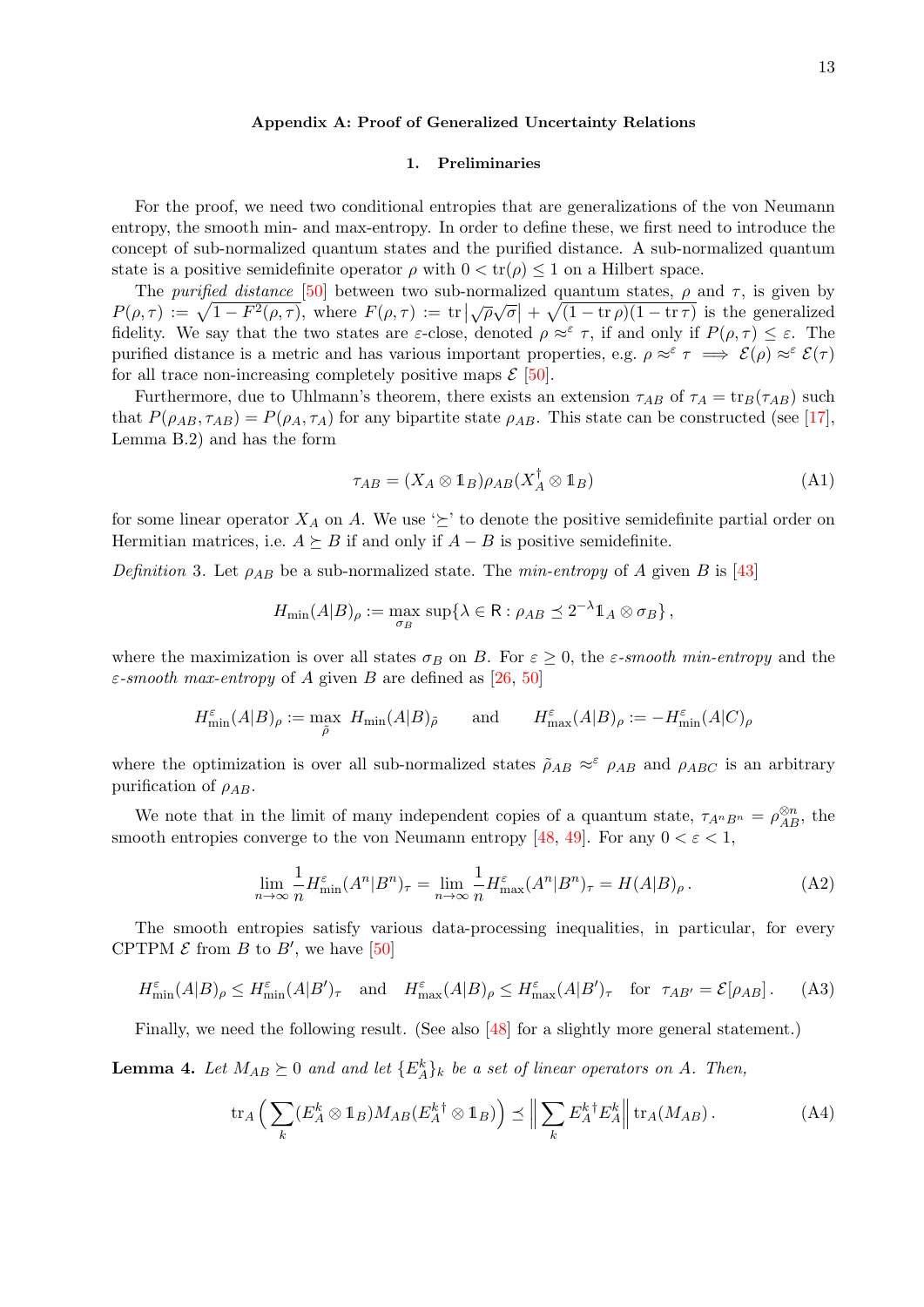## Appendix A: Proof of Generalized Uncertainty Relations

### 1. Preliminaries

For the proof, we need two conditional entropies that are generalizations of the von Neumann entropy, the smooth min- and max-entropy. In order to define these, we first need to introduce the concept of sub-normalized quantum states and the purified distance. A sub-normalized quantum state is a positive semidefinite operator $\rho$ with $0 < \mathrm{tr}(\rho) \leq 1$ on a Hilbert space.

The *purified distance* [50] between two sub-normalized quantum states, $\rho$ and $\tau$, is given by $P(\rho, \tau) := \sqrt{1 - F^2(\rho, \tau)}$, where $F(\rho, \tau) := \mathrm{tr}\left|\sqrt{\rho}\sqrt{\sigma}\right| + \sqrt{(1 - \mathrm{tr}\,\rho)(1 - \mathrm{tr}\,\tau)}$ is the generalized fidelity. We say that the two states are $\varepsilon$-close, denoted $\rho \approx^{\varepsilon} \tau$, if and only if $P(\rho, \tau) \leq \varepsilon$. The purified distance is a metric and has various important properties, e.g. $\rho \approx^{\varepsilon} \tau \implies \mathcal{E}(\rho) \approx^{\varepsilon} \mathcal{E}(\tau)$ for all trace non-increasing completely positive maps $\mathcal{E}$ [50].

Furthermore, due to Uhlmann's theorem, there exists an extension $\tau_{AB}$ of $\tau_A = \mathrm{tr}_B(\tau_{AB})$ such that $P(\rho_{AB}, \tau_{AB}) = P(\rho_A, \tau_A)$ for any bipartite state $\rho_{AB}$. This state can be constructed (see [17], Lemma B.2) and has the form

$$\tau_{AB} = (X_A \otimes \mathbb{1}_B)\rho_{AB}(X_A^{\dagger} \otimes \mathbb{1}_B) \tag{A1}$$

for some linear operator $X_A$ on $A$. We use '$\succeq$' to denote the positive semidefinite partial order on Hermitian matrices, i.e. $A \succeq B$ if and only if $A - B$ is positive semidefinite.

*Definition* 3. Let $\rho_{AB}$ be a sub-normalized state. The *min-entropy* of $A$ given $B$ is [43]

$$H_{\min}(A|B)_\rho := \max_{\sigma_B} \sup\{\lambda \in \mathsf{R} : \rho_{AB} \preceq 2^{-\lambda}\mathbb{1}_A \otimes \sigma_B\},$$

where the maximization is over all states $\sigma_B$ on $B$. For $\varepsilon \geq 0$, the *$\varepsilon$-smooth min-entropy* and the *$\varepsilon$-smooth max-entropy* of $A$ given $B$ are defined as [26, 50]

$$H_{\min}^{\varepsilon}(A|B)_\rho := \max_{\tilde{\rho}} \ H_{\min}(A|B)_{\tilde{\rho}} \qquad \text{and} \qquad H_{\max}^{\varepsilon}(A|B)_\rho := -H_{\min}^{\varepsilon}(A|C)_\rho$$

where the optimization is over all sub-normalized states $\tilde{\rho}_{AB} \approx^{\varepsilon} \rho_{AB}$ and $\rho_{ABC}$ is an arbitrary purification of $\rho_{AB}$.

We note that in the limit of many independent copies of a quantum state, $\tau_{A^nB^n} = \rho_{AB}^{\otimes n}$, the smooth entropies converge to the von Neumann entropy [48, 49]. For any $0 < \varepsilon < 1$,

$$\lim_{n\to\infty} \frac{1}{n} H_{\min}^{\varepsilon}(A^n|B^n)_\tau = \lim_{n\to\infty} \frac{1}{n} H_{\max}^{\varepsilon}(A^n|B^n)_\tau = H(A|B)_\rho\,. \tag{A2}$$

The smooth entropies satisfy various data-processing inequalities, in particular, for every CPTPM $\mathcal{E}$ from $B$ to $B'$, we have [50]

$$H_{\min}^{\varepsilon}(A|B)_\rho \leq H_{\min}^{\varepsilon}(A|B')_\tau \quad \text{and} \quad H_{\max}^{\varepsilon}(A|B)_\rho \leq H_{\max}^{\varepsilon}(A|B')_\tau \quad \text{for} \quad \tau_{AB'} = \mathcal{E}[\rho_{AB}]\,. \tag{A3}$$

Finally, we need the following result. (See also [48] for a slightly more general statement.)

**Lemma 4.** *Let $M_{AB} \succeq 0$ and and let $\{E_A^k\}_k$ be a set of linear operators on $A$. Then,*

$$\mathrm{tr}_A\Big(\sum_k (E_A^k \otimes \mathbb{1}_B)M_{AB}(E_A^{k\dagger} \otimes \mathbb{1}_B)\Big) \preceq \Big\|\sum_k E_A^{k\dagger}E_A^k\Big\|\,\mathrm{tr}_A(M_{AB})\,. \tag{A4}$$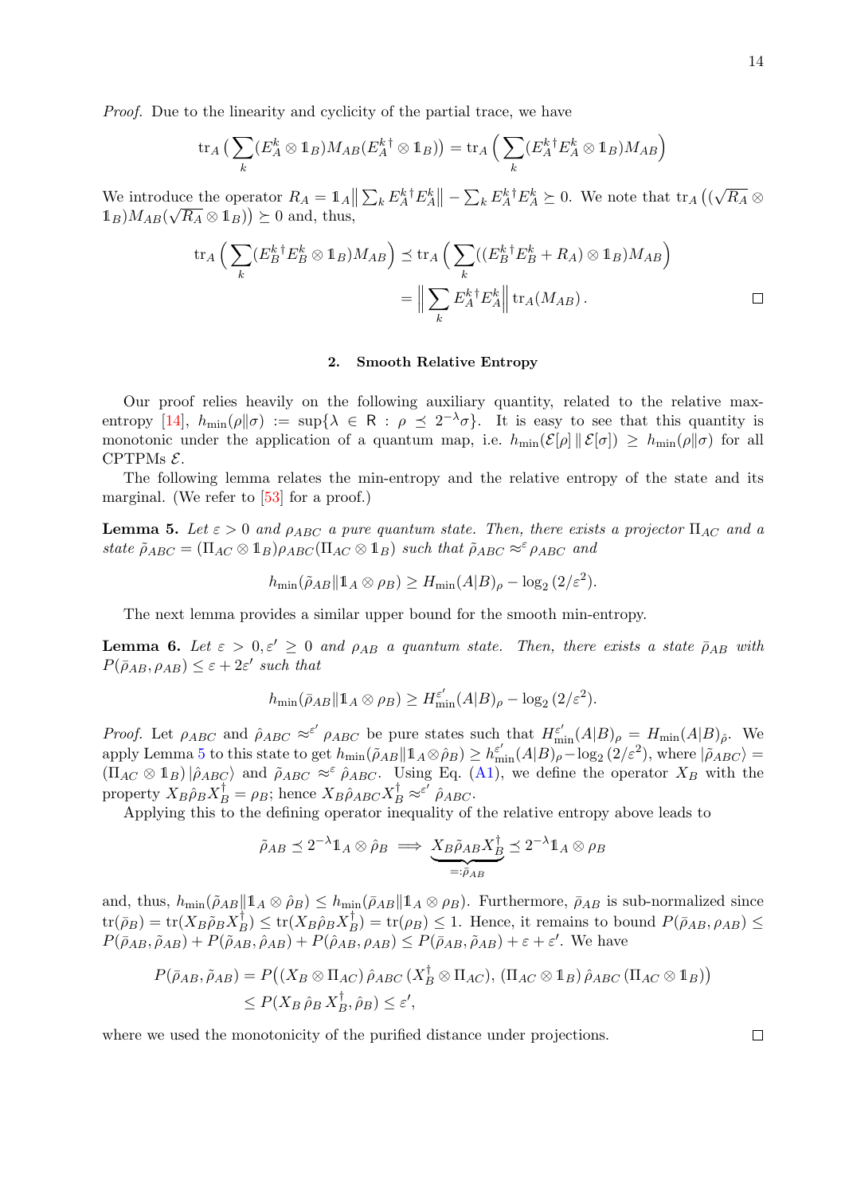*Proof.* Due to the linearity and cyclicity of the partial trace, we have

$$\mathrm{tr}_A\Big(\sum_k (E_A^k \otimes \mathbb{1}_B) M_{AB} (E_A^{k\dagger} \otimes \mathbb{1}_B)\Big) = \mathrm{tr}_A\Big(\sum_k (E_A^{k\dagger} E_A^k \otimes \mathbb{1}_B) M_{AB}\Big)$$

We introduce the operator $R_A = \mathbb{1}_A \big\| \sum_k E_A^{k\dagger} E_A^k \big\| - \sum_k E_A^{k\dagger} E_A^k \succeq 0$. We note that $\mathrm{tr}_A\big((\sqrt{R_A} \otimes \mathbb{1}_B) M_{AB} (\sqrt{R_A} \otimes \mathbb{1}_B)\big) \succeq 0$ and, thus,

$$\begin{aligned}\mathrm{tr}_A\Big(\sum_k (E_B^{k\dagger} E_B^k \otimes \mathbb{1}_B) M_{AB}\Big) &\preceq \mathrm{tr}_A\Big(\sum_k ((E_B^{k\dagger} E_B^k + R_A) \otimes \mathbb{1}_B) M_{AB}\Big) \\ &= \Big\| \sum_k E_A^{k\dagger} E_A^k \Big\| \, \mathrm{tr}_A(M_{AB})\,.\end{aligned}$$

□

## 2. Smooth Relative Entropy

Our proof relies heavily on the following auxiliary quantity, related to the relative max-entropy [14], $h_{\min}(\rho\|\sigma) := \sup\{\lambda \in \mathsf{R} : \rho \preceq 2^{-\lambda}\sigma\}$. It is easy to see that this quantity is monotonic under the application of a quantum map, i.e. $h_{\min}(\mathcal{E}[\rho] \,\|\, \mathcal{E}[\sigma]) \geq h_{\min}(\rho\|\sigma)$ for all CPTPMs $\mathcal{E}$.

The following lemma relates the min-entropy and the relative entropy of the state and its marginal. (We refer to [53] for a proof.)

**Lemma 5.** *Let $\varepsilon > 0$ and $\rho_{ABC}$ a pure quantum state. Then, there exists a projector $\Pi_{AC}$ and a state $\tilde{\rho}_{ABC} = (\Pi_{AC} \otimes \mathbb{1}_B)\rho_{ABC}(\Pi_{AC} \otimes \mathbb{1}_B)$ such that $\tilde{\rho}_{ABC} \approx^{\varepsilon} \rho_{ABC}$ and*

$$h_{\min}(\tilde{\rho}_{AB}\|\mathbb{1}_A \otimes \rho_B) \geq H_{\min}(A|B)_\rho - \log_2(2/\varepsilon^2).$$

The next lemma provides a similar upper bound for the smooth min-entropy.

**Lemma 6.** *Let $\varepsilon > 0, \varepsilon' \geq 0$ and $\rho_{AB}$ a quantum state. Then, there exists a state $\bar{\rho}_{AB}$ with $P(\bar{\rho}_{AB}, \rho_{AB}) \leq \varepsilon + 2\varepsilon'$ such that*

$$h_{\min}(\bar{\rho}_{AB}\|\mathbb{1}_A \otimes \rho_B) \geq H_{\min}^{\varepsilon'}(A|B)_\rho - \log_2(2/\varepsilon^2).$$

*Proof.* Let $\rho_{ABC}$ and $\hat{\rho}_{ABC} \approx^{\varepsilon'} \rho_{ABC}$ be pure states such that $H_{\min}^{\varepsilon'}(A|B)_\rho = H_{\min}(A|B)_{\hat{\rho}}$. We apply Lemma 5 to this state to get $h_{\min}(\tilde{\rho}_{AB}\|\mathbb{1}_A \otimes \hat{\rho}_B) \geq h_{\min}^{\varepsilon'}(A|B)_\rho - \log_2(2/\varepsilon^2)$, where $|\tilde{\rho}_{ABC}\rangle = (\Pi_{AC} \otimes \mathbb{1}_B)\,|\hat{\rho}_{ABC}\rangle$ and $\tilde{\rho}_{ABC} \approx^{\varepsilon} \hat{\rho}_{ABC}$. Using Eq. (A1), we define the operator $X_B$ with the property $X_B\hat{\rho}_B X_B^\dagger = \rho_B$; hence $X_B\hat{\rho}_{ABC}X_B^\dagger \approx^{\varepsilon'} \hat{\rho}_{ABC}$.

Applying this to the defining operator inequality of the relative entropy above leads to

$$\tilde{\rho}_{AB} \preceq 2^{-\lambda}\mathbb{1}_A \otimes \hat{\rho}_B \implies \underbrace{X_B\tilde{\rho}_{AB}X_B^\dagger}_{=:\bar{\rho}_{AB}} \preceq 2^{-\lambda}\mathbb{1}_A \otimes \rho_B$$

and, thus, $h_{\min}(\tilde{\rho}_{AB}\|\mathbb{1}_A \otimes \hat{\rho}_B) \leq h_{\min}(\bar{\rho}_{AB}\|\mathbb{1}_A \otimes \rho_B)$. Furthermore, $\bar{\rho}_{AB}$ is sub-normalized since $\mathrm{tr}(\bar{\rho}_B) = \mathrm{tr}(X_B\tilde{\rho}_B X_B^\dagger) \leq \mathrm{tr}(X_B\hat{\rho}_B X_B^\dagger) = \mathrm{tr}(\rho_B) \leq 1$. Hence, it remains to bound $P(\bar{\rho}_{AB}, \rho_{AB}) \leq P(\bar{\rho}_{AB}, \tilde{\rho}_{AB}) + P(\tilde{\rho}_{AB}, \hat{\rho}_{AB}) + P(\hat{\rho}_{AB}, \rho_{AB}) \leq P(\bar{\rho}_{AB}, \tilde{\rho}_{AB}) + \varepsilon + \varepsilon'$. We have

$$\begin{aligned} P(\bar{\rho}_{AB}, \tilde{\rho}_{AB}) &= P\big((X_B \otimes \Pi_{AC})\,\hat{\rho}_{ABC}\,(X_B^\dagger \otimes \Pi_{AC}),\, (\Pi_{AC} \otimes \mathbb{1}_B)\,\hat{\rho}_{ABC}\,(\Pi_{AC} \otimes \mathbb{1}_B)\big) \\ &\leq P(X_B\,\hat{\rho}_B\,X_B^\dagger, \hat{\rho}_B) \leq \varepsilon', \end{aligned}$$

where we used the monotonicity of the purified distance under projections. □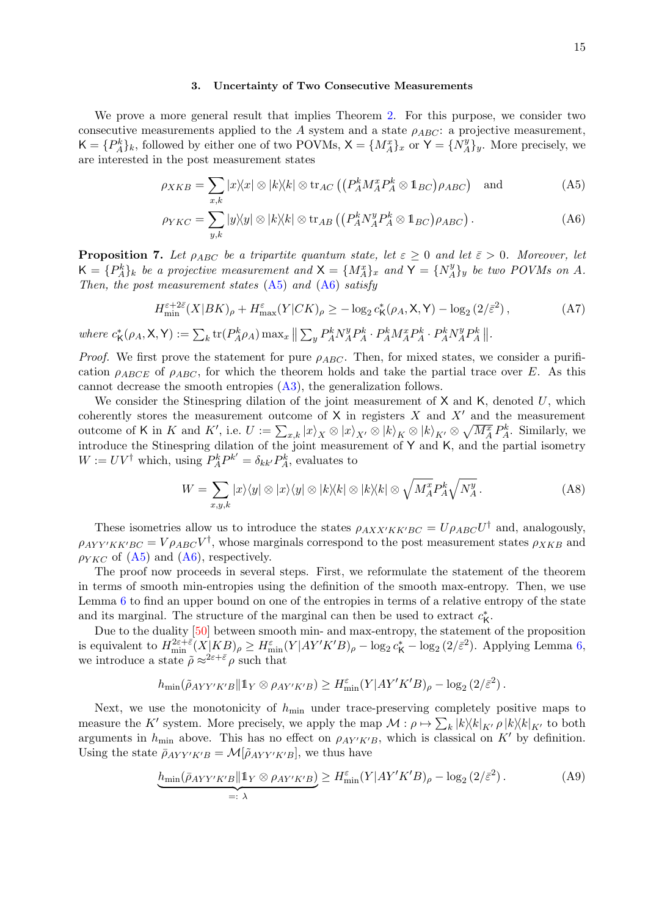### 3. Uncertainty of Two Consecutive Measurements

We prove a more general result that implies Theorem 2. For this purpose, we consider two consecutive measurements applied to the $A$ system and a state $\rho_{ABC}$: a projective measurement, $\mathsf{K} = \{P_A^k\}_k$, followed by either one of two POVMs, $\mathsf{X} = \{M_A^x\}_x$ or $\mathsf{Y} = \{N_A^y\}_y$. More precisely, we are interested in the post measurement states

$$\rho_{XKB} = \sum_{x,k} |x\rangle\langle x| \otimes |k\rangle\langle k| \otimes \operatorname{tr}_{AC}\left(\left(P_A^k M_A^x P_A^k \otimes \mathbb{1}_{BC}\right)\rho_{ABC}\right) \quad \text{and} \tag{A5}$$

$$\rho_{YKC} = \sum_{y,k} |y\rangle\langle y| \otimes |k\rangle\langle k| \otimes \operatorname{tr}_{AB}\left(\left(P_A^k N_A^y P_A^k \otimes \mathbb{1}_{BC}\right)\rho_{ABC}\right). \tag{A6}$$

**Proposition 7.** *Let $\rho_{ABC}$ be a tripartite quantum state, let $\varepsilon \geq 0$ and let $\bar{\varepsilon} > 0$. Moreover, let $\mathsf{K} = \{P_A^k\}_k$ be a projective measurement and $\mathsf{X} = \{M_A^x\}_x$ and $\mathsf{Y} = \{N_A^y\}_y$ be two POVMs on $A$. Then, the post measurement states (A5) and (A6) satisfy*

$$H_{\min}^{\varepsilon+2\bar{\varepsilon}}(X|BK)_\rho + H_{\max}^{\varepsilon}(Y|CK)_\rho \geq -\log_2 c_{\mathsf{K}}^*(\rho_A, \mathsf{X}, \mathsf{Y}) - \log_2\left(2/\bar{\varepsilon}^2\right), \tag{A7}$$

*where $c_{\mathsf{K}}^*(\rho_A, \mathsf{X}, \mathsf{Y}) := \sum_k \operatorname{tr}(P_A^k \rho_A) \max_x \left\| \sum_y P_A^k N_A^y P_A^k \cdot P_A^k M_A^x P_A^k \cdot P_A^k N_A^y P_A^k \right\|$.*

*Proof.* We first prove the statement for pure $\rho_{ABC}$. Then, for mixed states, we consider a purification $\rho_{ABCE}$ of $\rho_{ABC}$, for which the theorem holds and take the partial trace over $E$. As this cannot decrease the smooth entropies (A3), the generalization follows.

We consider the Stinespring dilation of the joint measurement of $\mathsf{X}$ and $\mathsf{K}$, denoted $U$, which coherently stores the measurement outcome of $\mathsf{X}$ in registers $X$ and $X'$ and the measurement outcome of $\mathsf{K}$ in $K$ and $K'$, i.e. $U := \sum_{x,k} |x\rangle_X \otimes |x\rangle_{X'} \otimes |k\rangle_K \otimes |k\rangle_{K'} \otimes \sqrt{M_A^x}\, P_A^k$. Similarly, we introduce the Stinespring dilation of the joint measurement of $\mathsf{Y}$ and $\mathsf{K}$, and the partial isometry $W := UV^\dagger$ which, using $P_A^k P^{k'} = \delta_{kk'} P_A^k$, evaluates to

$$W = \sum_{x,y,k} |x\rangle\langle y| \otimes |x\rangle\langle y| \otimes |k\rangle\langle k| \otimes |k\rangle\langle k| \otimes \sqrt{M_A^x}\, P_A^k \sqrt{N_A^y}\,. \tag{A8}$$

These isometries allow us to introduce the states $\rho_{AXX'KK'BC} = U\rho_{ABC}U^\dagger$ and, analogously, $\rho_{AYY'KK'BC} = V\rho_{ABC}V^\dagger$, whose marginals correspond to the post measurement states $\rho_{XKB}$ and $\rho_{YKC}$ of (A5) and (A6), respectively.

The proof now proceeds in several steps. First, we reformulate the statement of the theorem in terms of smooth min-entropies using the definition of the smooth max-entropy. Then, we use Lemma 6 to find an upper bound on one of the entropies in terms of a relative entropy of the state and its marginal. The structure of the marginal can then be used to extract $c_{\mathsf{K}}^*$.

Due to the duality [50] between smooth min- and max-entropy, the statement of the proposition is equivalent to $H_{\min}^{2\varepsilon+\bar{\varepsilon}}(X|KB)_\rho \geq H_{\min}^{\varepsilon}(Y|AY'K'B)_\rho - \log_2 c_{\mathsf{K}}^* - \log_2\left(2/\bar{\varepsilon}^2\right)$. Applying Lemma 6, we introduce a state $\tilde{\rho} \approx^{2\varepsilon+\bar{\varepsilon}} \rho$ such that

$$h_{\min}(\tilde{\rho}_{AYY'K'B} \| \mathbb{1}_Y \otimes \rho_{AY'K'B}) \geq H_{\min}^{\varepsilon}(Y|AY'K'B)_\rho - \log_2\left(2/\bar{\varepsilon}^2\right).$$

Next, we use the monotonicity of $h_{\min}$ under trace-preserving completely positive maps to measure the $K'$ system. More precisely, we apply the map $\mathcal{M} : \rho \mapsto \sum_k |k\rangle\langle k|_{K'}\, \rho\, |k\rangle\langle k|_{K'}$ to both arguments in $h_{\min}$ above. This has no effect on $\rho_{AY'K'B}$, which is classical on $K'$ by definition. Using the state $\bar{\rho}_{AYY'K'B} = \mathcal{M}[\tilde{\rho}_{AYY'K'B}]$, we thus have

$$\underbrace{h_{\min}(\bar{\rho}_{AYY'K'B} \| \mathbb{1}_Y \otimes \rho_{AY'K'B})}_{=:\ \lambda} \geq H_{\min}^{\varepsilon}(Y|AY'K'B)_\rho - \log_2\left(2/\bar{\varepsilon}^2\right). \tag{A9}$$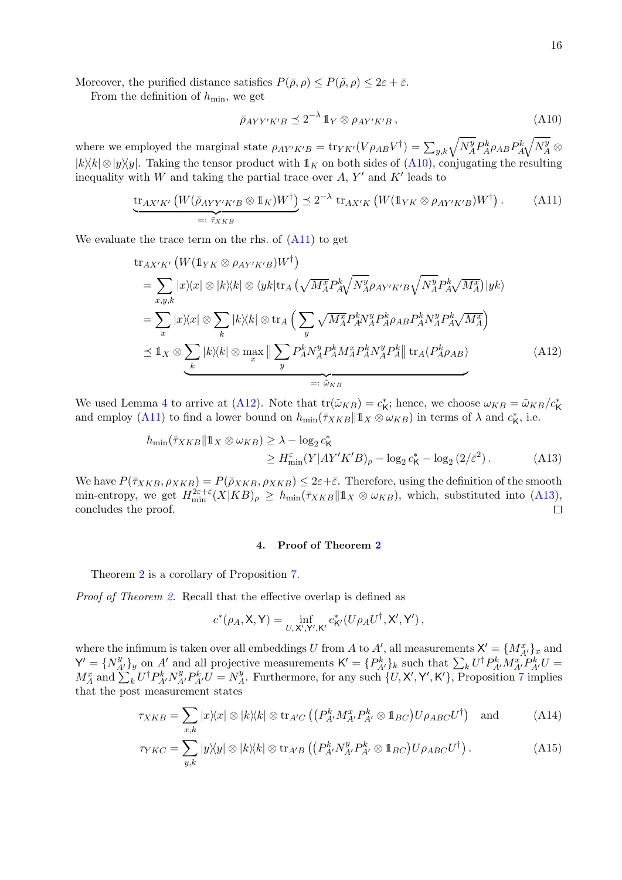Moreover, the purified distance satisfies $P(\bar{\rho}, \rho) \leq P(\tilde{\rho}, \rho) \leq 2\varepsilon + \bar{\varepsilon}$.

From the definition of $h_{\min}$, we get

$$\bar{\rho}_{AYY'K'B} \preceq 2^{-\lambda}\, \mathbb{1}_Y \otimes \rho_{AY'K'B}\,, \tag{A10}$$

where we employed the marginal state $\rho_{AY'K'B} = \operatorname{tr}_{YK'}(V\rho_{AB}V^\dagger) = \sum_{y,k} \sqrt{N_A^y} P_A^k \rho_{AB} P_A^k \sqrt{N_A^y} \otimes |k\rangle\!\langle k| \otimes |y\rangle\!\langle y|$. Taking the tensor product with $\mathbb{1}_K$ on both sides of (A10), conjugating the resulting inequality with $W$ and taking the partial trace over $A$, $Y'$ and $K'$ leads to

$$\underbrace{\operatorname{tr}_{AX'K'}\left(W(\bar{\rho}_{AYY'K'B} \otimes \mathbb{1}_K)W^\dagger\right)}_{=:\, \bar{\tau}_{XKB}} \preceq 2^{-\lambda}\, \operatorname{tr}_{AX'K}\left(W(\mathbb{1}_{YK} \otimes \rho_{AY'K'B})W^\dagger\right). \tag{A11}$$

We evaluate the trace term on the rhs. of (A11) to get

$$\begin{aligned}
&\operatorname{tr}_{AX'K'}\left(W(\mathbb{1}_{YK} \otimes \rho_{AY'K'B})W^\dagger\right) \\
&= \sum_{x,y,k} |x\rangle\!\langle x| \otimes |k\rangle\!\langle k| \otimes \langle yk| \operatorname{tr}_A \left(\sqrt{M_A^x} P_A^k \sqrt{N_A^y} \rho_{AY'K'B} \sqrt{N_A^y} P_A^k \sqrt{M_A^x}\right) |yk\rangle \\
&= \sum_x |x\rangle\!\langle x| \otimes \sum_k |k\rangle\!\langle k| \otimes \operatorname{tr}_A \Big(\sum_y \sqrt{M_A^x} P_A^k N_A^y P_A^k \rho_{AB} P_A^k N_A^y P_A^k \sqrt{M_A^x}\Big) \\
&\preceq \mathbb{1}_X \otimes \underbrace{\sum_k |k\rangle\!\langle k| \otimes \max_x \Big\| \sum_y P_A^k N_A^y P_A^k M_A^x P_A^k N_A^y P_A^k \Big\| \operatorname{tr}_A(P_A^k \rho_{AB})}_{=:\, \tilde{\omega}_{KB}}
\end{aligned} \tag{A12}$$

We used Lemma 4 to arrive at (A12). Note that $\operatorname{tr}(\tilde{\omega}_{KB}) = c^*_{\mathsf{K}}$; hence, we choose $\omega_{KB} = \tilde{\omega}_{KB}/c^*_{\mathsf{K}}$ and employ (A11) to find a lower bound on $h_{\min}(\bar{\tau}_{XKB} \| \mathbb{1}_X \otimes \omega_{KB})$ in terms of $\lambda$ and $c^*_{\mathsf{K}}$, i.e.

$$\begin{aligned}
h_{\min}(\bar{\tau}_{XKB} \| \mathbb{1}_X \otimes \omega_{KB}) &\geq \lambda - \log_2 c^*_{\mathsf{K}} \\
&\geq H^\varepsilon_{\min}(Y|AY'K'B)_\rho - \log_2 c^*_{\mathsf{K}} - \log_2(2/\bar{\varepsilon}^2)\,.
\end{aligned} \tag{A13}$$

We have $P(\bar{\tau}_{XKB}, \rho_{XKB}) = P(\bar{\rho}_{XKB}, \rho_{XKB}) \leq 2\varepsilon + \bar{\varepsilon}$. Therefore, using the definition of the smooth min-entropy, we get $H^{2\varepsilon+\bar{\varepsilon}}_{\min}(X|KB)_\rho \geq h_{\min}(\bar{\tau}_{XKB} \| \mathbb{1}_X \otimes \omega_{KB})$, which, substituted into (A13), concludes the proof. □

### 4. Proof of Theorem 2

Theorem 2 is a corollary of Proposition 7.

*Proof of Theorem 2.* Recall that the effective overlap is defined as

$$c^*(\rho_A, \mathsf{X}, \mathsf{Y}) = \inf_{U, \mathsf{X}', \mathsf{Y}', \mathsf{K}'} c^*_{\mathsf{K}'}(U\rho_A U^\dagger, \mathsf{X}', \mathsf{Y}')\,,$$

where the infimum is taken over all embeddings $U$ from $A$ to $A'$, all measurements $\mathsf{X}' = \{M^x_{A'}\}_x$ and $\mathsf{Y}' = \{N^y_{A'}\}_y$ on $A'$ and all projective measurements $\mathsf{K}' = \{P^k_{A'}\}_k$ such that $\sum_k U^\dagger P^k_{A'} M^x_{A'} P^k_{A'} U = M^x_A$ and $\sum_k U^\dagger P^k_{A'} N^y_{A'} P^k_{A'} U = N^y_A$. Furthermore, for any such $\{U, \mathsf{X}', \mathsf{Y}', \mathsf{K}'\}$, Proposition 7 implies that the post measurement states

$$\tau_{XKB} = \sum_{x,k} |x\rangle\!\langle x| \otimes |k\rangle\!\langle k| \otimes \operatorname{tr}_{A'C}\left((P^k_{A'} M^x_{A'} P^k_{A'} \otimes \mathbb{1}_{BC}) U \rho_{ABC} U^\dagger\right) \quad \text{and} \tag{A14}$$

$$\tau_{YKC} = \sum_{y,k} |y\rangle\!\langle y| \otimes |k\rangle\!\langle k| \otimes \operatorname{tr}_{A'B}\left((P^k_{A'} N^y_{A'} P^k_{A'} \otimes \mathbb{1}_{BC}) U \rho_{ABC} U^\dagger\right). \tag{A15}$$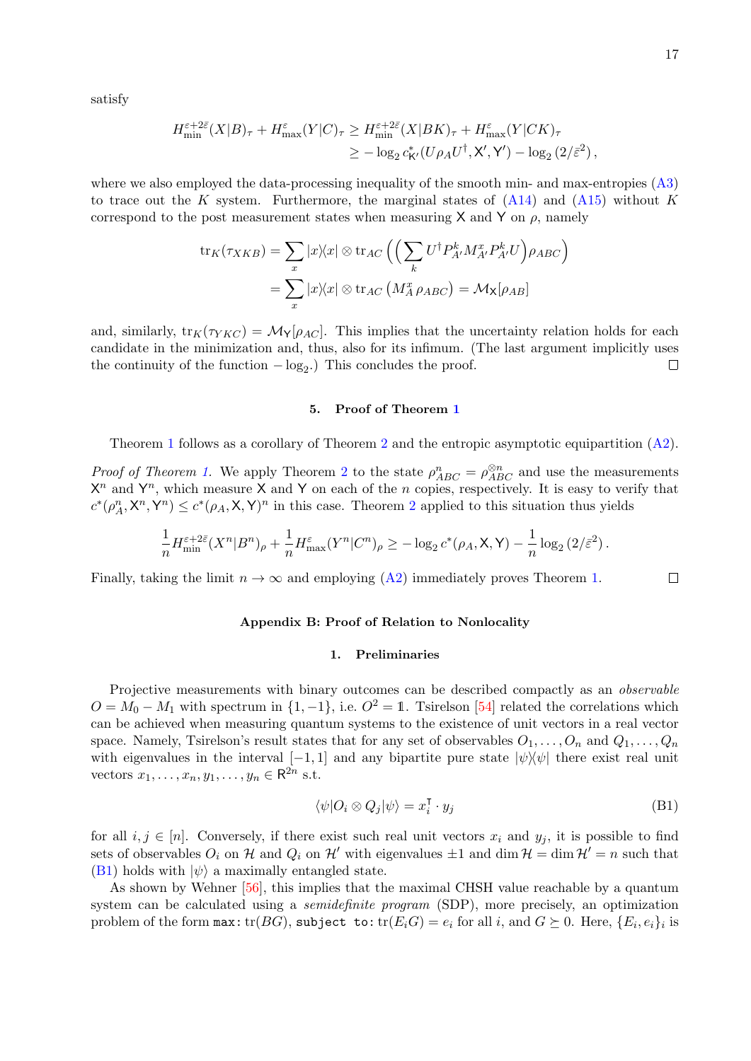satisfy

$$H_{\min}^{\varepsilon+2\bar{\varepsilon}}(X|B)_\tau + H_{\max}^{\varepsilon}(Y|C)_\tau \geq H_{\min}^{\varepsilon+2\bar{\varepsilon}}(X|BK)_\tau + H_{\max}^{\varepsilon}(Y|CK)_\tau$$
$$\geq -\log_2 c^*_{\mathsf{K}'}(U\rho_A U^\dagger, \mathsf{X}', \mathsf{Y}') - \log_2(2/\bar{\varepsilon}^2),$$

where we also employed the data-processing inequality of the smooth min- and max-entropies (A3) to trace out the $K$ system. Furthermore, the marginal states of (A14) and (A15) without $K$ correspond to the post measurement states when measuring $\mathsf{X}$ and $\mathsf{Y}$ on $\rho$, namely

$$\begin{aligned}\operatorname{tr}_K(\tau_{XKB}) &= \sum_x |x\rangle\!\langle x| \otimes \operatorname{tr}_{AC}\Big(\Big(\sum_k U^\dagger P^k_{A'} M^x_{A'} P^k_{A'} U\Big)\rho_{ABC}\Big) \\ &= \sum_x |x\rangle\!\langle x| \otimes \operatorname{tr}_{AC}\left(M^x_A\,\rho_{ABC}\right) = \mathcal{M}_{\mathsf{X}}[\rho_{AB}]\end{aligned}$$

and, similarly, $\operatorname{tr}_K(\tau_{YKC}) = \mathcal{M}_{\mathsf{Y}}[\rho_{AC}]$. This implies that the uncertainty relation holds for each candidate in the minimization and, thus, also for its infimum. (The last argument implicitly uses the continuity of the function $-\log_2$.) This concludes the proof. □

### 5. Proof of Theorem 1

Theorem 1 follows as a corollary of Theorem 2 and the entropic asymptotic equipartition (A2).

*Proof of Theorem 1.* We apply Theorem 2 to the state $\rho^n_{ABC} = \rho^{\otimes n}_{ABC}$ and use the measurements $\mathsf{X}^n$ and $\mathsf{Y}^n$, which measure $\mathsf{X}$ and $\mathsf{Y}$ on each of the $n$ copies, respectively. It is easy to verify that $c^*(\rho^n_A, \mathsf{X}^n, \mathsf{Y}^n) \leq c^*(\rho_A, \mathsf{X}, \mathsf{Y})^n$ in this case. Theorem 2 applied to this situation thus yields

$$\frac{1}{n} H_{\min}^{\varepsilon+2\bar{\varepsilon}}(X^n|B^n)_\rho + \frac{1}{n} H_{\max}^{\varepsilon}(Y^n|C^n)_\rho \geq -\log_2 c^*(\rho_A, \mathsf{X}, \mathsf{Y}) - \frac{1}{n}\log_2(2/\bar{\varepsilon}^2).$$

Finally, taking the limit $n \to \infty$ and employing (A2) immediately proves Theorem 1. □

## Appendix B: Proof of Relation to Nonlocality

### 1. Preliminaries

Projective measurements with binary outcomes can be described compactly as an *observable* $O = M_0 - M_1$ with spectrum in $\{1, -1\}$, i.e. $O^2 = \mathbb{1}$. Tsirelson [54] related the correlations which can be achieved when measuring quantum systems to the existence of unit vectors in a real vector space. Namely, Tsirelson's result states that for any set of observables $O_1, \ldots, O_n$ and $Q_1, \ldots, Q_n$ with eigenvalues in the interval $[-1, 1]$ and any bipartite pure state $|\psi\rangle\!\langle\psi|$ there exist real unit vectors $x_1, \ldots, x_n, y_1, \ldots, y_n \in \mathsf{R}^{2n}$ s.t.

$$\langle\psi|O_i \otimes Q_j|\psi\rangle = x_i^\intercal \cdot y_j \tag{B1}$$

for all $i, j \in [n]$. Conversely, if there exist such real unit vectors $x_i$ and $y_j$, it is possible to find sets of observables $O_i$ on $\mathcal{H}$ and $Q_i$ on $\mathcal{H}'$ with eigenvalues $\pm 1$ and $\dim \mathcal{H} = \dim \mathcal{H}' = n$ such that (B1) holds with $|\psi\rangle$ a maximally entangled state.

As shown by Wehner [56], this implies that the maximal CHSH value reachable by a quantum system can be calculated using a *semidefinite program* (SDP), more precisely, an optimization problem of the form `max:` $\operatorname{tr}(BG)$, `subject to:` $\operatorname{tr}(E_i G) = e_i$ for all $i$, and $G \succeq 0$. Here, $\{E_i, e_i\}_i$ is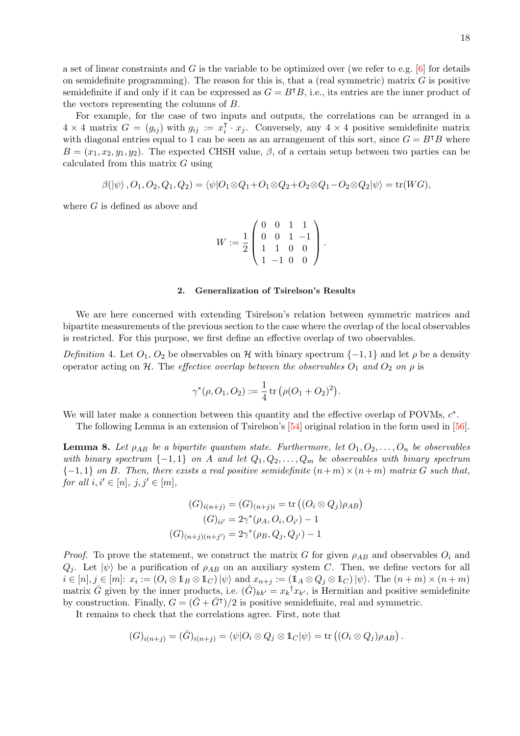a set of linear constraints and $G$ is the variable to be optimized over (we refer to e.g. [6] for details on semidefinite programming). The reason for this is, that a (real symmetric) matrix $G$ is positive semidefinite if and only if it can be expressed as $G = B^{\intercal}B$, i.e., its entries are the inner product of the vectors representing the columns of $B$.

For example, for the case of two inputs and outputs, the correlations can be arranged in a $4 \times 4$ matrix $G = (g_{ij})$ with $g_{ij} := x_i^{\intercal} \cdot x_j$. Conversely, any $4 \times 4$ positive semidefinite matrix with diagonal entries equal to 1 can be seen as an arrangement of this sort, since $G = B^{\intercal}B$ where $B = (x_1, x_2, y_1, y_2)$. The expected CHSH value, $\beta$, of a certain setup between two parties can be calculated from this matrix $G$ using

$$\beta(|\psi\rangle, O_1, O_2, Q_1, Q_2) = \langle\psi|O_1 \otimes Q_1 + O_1 \otimes Q_2 + O_2 \otimes Q_1 - O_2 \otimes Q_2|\psi\rangle = \mathrm{tr}(WG),$$

where $G$ is defined as above and

$$W := \frac{1}{2}\begin{pmatrix} 0 & 0 & 1 & 1 \\ 0 & 0 & 1 & -1 \\ 1 & 1 & 0 & 0 \\ 1 & -1 & 0 & 0 \end{pmatrix}.$$

### 2. Generalization of Tsirelson's Results

We are here concerned with extending Tsirelson's relation between symmetric matrices and bipartite measurements of the previous section to the case where the overlap of the local observables is restricted. For this purpose, we first define an effective overlap of two observables.

*Definition* 4. Let $O_1$, $O_2$ be observables on $\mathcal{H}$ with binary spectrum $\{-1, 1\}$ and let $\rho$ be a density operator acting on $\mathcal{H}$. The *effective overlap between the observables $O_1$ and $O_2$ on $\rho$* is

$$\gamma^*(\rho, O_1, O_2) := \frac{1}{4}\mathrm{tr}\left(\rho(O_1 + O_2)^2\right).$$

We will later make a connection between this quantity and the effective overlap of POVMs, $c^*$.

The following Lemma is an extension of Tsirelson's [54] original relation in the form used in [56].

**Lemma 8.** *Let $\rho_{AB}$ be a bipartite quantum state. Furthermore, let $O_1, O_2, \ldots, O_n$ be observables with binary spectrum $\{-1, 1\}$ on $A$ and let $Q_1, Q_2, \ldots, Q_m$ be observables with binary spectrum $\{-1, 1\}$ on $B$. Then, there exists a real positive semidefinite $(n+m) \times (n+m)$ matrix $G$ such that, for all $i, i' \in [n]$, $j, j' \in [m]$,*

$$\begin{aligned}(G)_{i(n+j)} = (G)_{(n+j)i} &= \mathrm{tr}\left((O_i \otimes Q_j)\rho_{AB}\right) \\ (G)_{ii'} &= 2\gamma^*(\rho_A, O_i, O_{i'}) - 1 \\ (G)_{(n+j)(n+j')} &= 2\gamma^*(\rho_B, Q_j, Q_{j'}) - 1\end{aligned}$$

*Proof.* To prove the statement, we construct the matrix $G$ for given $\rho_{AB}$ and observables $O_i$ and $Q_j$. Let $|\psi\rangle$ be a purification of $\rho_{AB}$ on an auxiliary system $C$. Then, we define vectors for all $i \in [n], j \in [m]$: $x_i := (O_i \otimes \mathbb{1}_B \otimes \mathbb{1}_C)|\psi\rangle$ and $x_{n+j} := (\mathbb{1}_A \otimes Q_j \otimes \mathbb{1}_C)|\psi\rangle$. The $(n+m) \times (n+m)$ matrix $\bar{G}$ given by the inner products, i.e. $(\bar{G})_{kk'} = x_k^{\dagger}x_{k'}$, is Hermitian and positive semidefinite by construction. Finally, $G = (\bar{G} + \bar{G}^{\intercal})/2$ is positive semidefinite, real and symmetric.

It remains to check that the correlations agree. First, note that

$$(G)_{i(n+j)} = (\bar{G})_{i(n+j)} = \langle\psi|O_i \otimes Q_j \otimes \mathbb{1}_C|\psi\rangle = \mathrm{tr}\left((O_i \otimes Q_j)\rho_{AB}\right).$$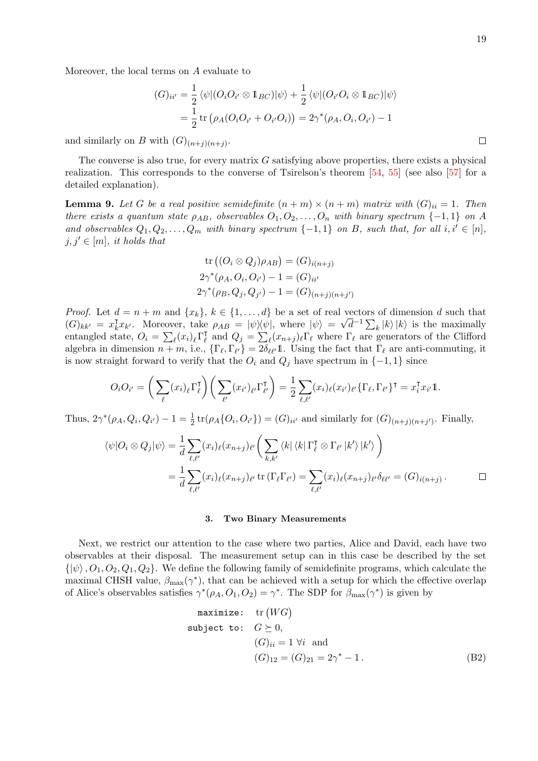Moreover, the local terms on $A$ evaluate to

$$
\begin{aligned}
(G)_{ii'} &= \frac{1}{2} \langle\psi|(O_i O_{i'} \otimes \mathbb{1}_{BC})|\psi\rangle + \frac{1}{2} \langle\psi|(O_{i'} O_i \otimes \mathbb{1}_{BC})|\psi\rangle \\
&= \frac{1}{2} \operatorname{tr}\left(\rho_A (O_i O_{i'} + O_{i'} O_i)\right) = 2\gamma^*(\rho_A, O_i, O_{i'}) - 1
\end{aligned}
$$

and similarly on $B$ with $(G)_{(n+j)(n+j)}$. ☐

The converse is also true, for every matrix $G$ satisfying above properties, there exists a physical realization. This corresponds to the converse of Tsirelson's theorem [54, 55] (see also [57] for a detailed explanation).

**Lemma 9.** *Let $G$ be a real positive semidefinite $(n+m) \times (n+m)$ matrix with $(G)_{ii} = 1$. Then there exists a quantum state $\rho_{AB}$, observables $O_1, O_2, \ldots, O_n$ with binary spectrum $\{-1, 1\}$ on $A$ and observables $Q_1, Q_2, \ldots, Q_m$ with binary spectrum $\{-1, 1\}$ on $B$, such that, for all $i, i' \in [n]$, $j, j' \in [m]$, it holds that*

$$
\begin{aligned}
\operatorname{tr}\left((O_i \otimes Q_j)\rho_{AB}\right) &= (G)_{i(n+j)} \\
2\gamma^*(\rho_A, O_i, O_{i'}) - 1 &= (G)_{ii'} \\
2\gamma^*(\rho_B, Q_j, Q_{j'}) - 1 &= (G)_{(n+j)(n+j')}
\end{aligned}
$$

*Proof.* Let $d = n + m$ and $\{x_k\}$, $k \in \{1, \ldots, d\}$ be a set of real vectors of dimension $d$ such that $(G)_{kk'} = x_k^\intercal x_{k'}$. Moreover, take $\rho_{AB} = |\psi\rangle\langle\psi|$, where $|\psi\rangle = \sqrt{d}^{-1} \sum_k |k\rangle |k\rangle$ is the maximally entangled state, $O_i = \sum_\ell (x_i)_\ell \Gamma_\ell^\intercal$ and $Q_j = \sum_\ell (x_{n+j})_\ell \Gamma_\ell$ where $\Gamma_\ell$ are generators of the Clifford algebra in dimension $n + m$, i.e., $\{\Gamma_\ell, \Gamma_{\ell'}\} = 2\delta_{\ell\ell'}\mathbb{1}$. Using the fact that $\Gamma_\ell$ are anti-commuting, it is now straight forward to verify that the $O_i$ and $Q_j$ have spectrum in $\{-1, 1\}$ since

$$
O_i O_{i'} = \left(\sum_\ell (x_i)_\ell \Gamma_\ell^\intercal\right)\left(\sum_{\ell'} (x_{i'})_{\ell'} \Gamma_{\ell'}^\intercal\right) = \frac{1}{2} \sum_{\ell,\ell'} (x_i)_\ell (x_{i'})_{\ell'} \{\Gamma_\ell, \Gamma_{\ell'}\}^\intercal = x_i^\intercal x_{i'} \mathbb{1}.
$$

Thus, $2\gamma^*(\rho_A, Q_i, Q_{i'}) - 1 = \frac{1}{2}\operatorname{tr}(\rho_A \{O_i, O_{i'}\}) = (G)_{ii'}$ and similarly for $(G)_{(n+j)(n+j')}$. Finally,

$$
\begin{aligned}
\langle\psi|O_i \otimes Q_j|\psi\rangle &= \frac{1}{d} \sum_{\ell,\ell'} (x_i)_\ell (x_{n+j})_{\ell'} \left(\sum_{k,k'} \langle k| \langle k| \Gamma_\ell^\intercal \otimes \Gamma_{\ell'} |k'\rangle |k'\rangle\right) \\
&= \frac{1}{d} \sum_{\ell,\ell'} (x_i)_\ell (x_{n+j})_{\ell'} \operatorname{tr}(\Gamma_\ell \Gamma_{\ell'}) = \sum_{\ell,\ell'} (x_i)_\ell (x_{n+j})_{\ell'} \delta_{\ell\ell'} = (G)_{i(n+j)}.
\end{aligned}
$$

☐

### 3. Two Binary Measurements

Next, we restrict our attention to the case where two parties, Alice and David, each have two observables at their disposal. The measurement setup can in this case be described by the set $\{|\psi\rangle, O_1, O_2, Q_1, Q_2\}$. We define the following family of semidefinite programs, which calculate the maximal CHSH value, $\beta_{\max}(\gamma^*)$, that can be achieved with a setup for which the effective overlap of Alice's observables satisfies $\gamma^*(\rho_A, O_1, O_2) = \gamma^*$. The SDP for $\beta_{\max}(\gamma^*)$ is given by

$$
\begin{aligned}
\texttt{maximize:} \quad & \operatorname{tr}(WG) \\
\texttt{subject to:} \quad & G \succeq 0, \\
& (G)_{ii} = 1 \ \forall i \ \text{ and} \\
& (G)_{12} = (G)_{21} = 2\gamma^* - 1\,.
\end{aligned}
\tag{B2}
$$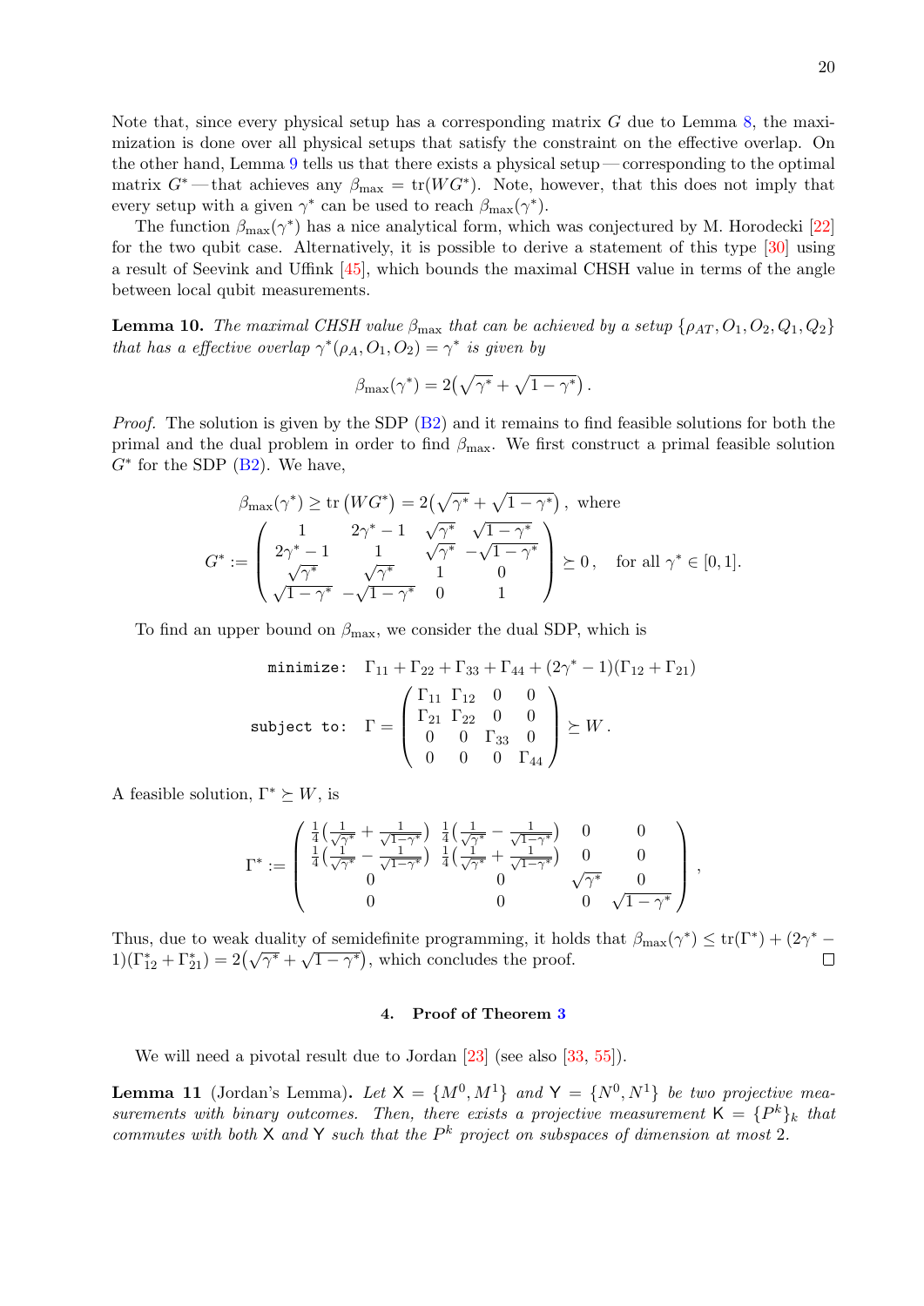Note that, since every physical setup has a corresponding matrix $G$ due to Lemma 8, the maximization is done over all physical setups that satisfy the constraint on the effective overlap. On the other hand, Lemma 9 tells us that there exists a physical setup — corresponding to the optimal matrix $G^*$ — that achieves any $\beta_{\max} = \operatorname{tr}(WG^*)$. Note, however, that this does not imply that every setup with a given $\gamma^*$ can be used to reach $\beta_{\max}(\gamma^*)$.

The function $\beta_{\max}(\gamma^*)$ has a nice analytical form, which was conjectured by M. Horodecki [22] for the two qubit case. Alternatively, it is possible to derive a statement of this type [30] using a result of Seevink and Uffink [45], which bounds the maximal CHSH value in terms of the angle between local qubit measurements.

**Lemma 10.** *The maximal CHSH value $\beta_{\max}$ that can be achieved by a setup $\{\rho_{AT}, O_1, O_2, Q_1, Q_2\}$ that has a effective overlap $\gamma^*(\rho_A, O_1, O_2) = \gamma^*$ is given by*

$$\beta_{\max}(\gamma^*) = 2\big(\sqrt{\gamma^*} + \sqrt{1-\gamma^*}\big)\,.$$

*Proof.* The solution is given by the SDP (B2) and it remains to find feasible solutions for both the primal and the dual problem in order to find $\beta_{\max}$. We first construct a primal feasible solution $G^*$ for the SDP (B2). We have,

$$\beta_{\max}(\gamma^*) \geq \operatorname{tr}\left(WG^*\right) = 2\big(\sqrt{\gamma^*} + \sqrt{1-\gamma^*}\big)\,, \text{ where}$$

$$G^* := \begin{pmatrix} 1 & 2\gamma^*-1 & \sqrt{\gamma^*} & \sqrt{1-\gamma^*} \\ 2\gamma^*-1 & 1 & \sqrt{\gamma^*} & -\sqrt{1-\gamma^*} \\ \sqrt{\gamma^*} & \sqrt{\gamma^*} & 1 & 0 \\ \sqrt{1-\gamma^*} & -\sqrt{1-\gamma^*} & 0 & 1 \end{pmatrix} \succeq 0\,, \quad \text{for all } \gamma^* \in [0,1].$$

To find an upper bound on $\beta_{\max}$, we consider the dual SDP, which is

$$\texttt{minimize:} \quad \Gamma_{11} + \Gamma_{22} + \Gamma_{33} + \Gamma_{44} + (2\gamma^*-1)(\Gamma_{12} + \Gamma_{21})$$

$$\texttt{subject to:} \quad \Gamma = \begin{pmatrix} \Gamma_{11} & \Gamma_{12} & 0 & 0 \\ \Gamma_{21} & \Gamma_{22} & 0 & 0 \\ 0 & 0 & \Gamma_{33} & 0 \\ 0 & 0 & 0 & \Gamma_{44} \end{pmatrix} \succeq W\,.$$

A feasible solution, $\Gamma^* \succeq W$, is

$$\Gamma^* := \begin{pmatrix} \frac{1}{4}\big(\frac{1}{\sqrt{\gamma^*}} + \frac{1}{\sqrt{1-\gamma^*}}\big) & \frac{1}{4}\big(\frac{1}{\sqrt{\gamma^*}} - \frac{1}{\sqrt{1-\gamma^*}}\big) & 0 & 0 \\ \frac{1}{4}\big(\frac{1}{\sqrt{\gamma^*}} - \frac{1}{\sqrt{1-\gamma^*}}\big) & \frac{1}{4}\big(\frac{1}{\sqrt{\gamma^*}} + \frac{1}{\sqrt{1-\gamma^*}}\big) & 0 & 0 \\ 0 & 0 & \sqrt{\gamma^*} & 0 \\ 0 & 0 & 0 & \sqrt{1-\gamma^*} \end{pmatrix},$$

Thus, due to weak duality of semidefinite programming, it holds that $\beta_{\max}(\gamma^*) \leq \operatorname{tr}(\Gamma^*) + (2\gamma^* - 1)(\Gamma^*_{12} + \Gamma^*_{21}) = 2\big(\sqrt{\gamma^*} + \sqrt{1-\gamma^*}\big)$, which concludes the proof. □

## 4. Proof of Theorem 3

We will need a pivotal result due to Jordan [23] (see also [33, 55]).

**Lemma 11** (Jordan's Lemma)**.** *Let $\mathsf{X} = \{M^0, M^1\}$ and $\mathsf{Y} = \{N^0, N^1\}$ be two projective measurements with binary outcomes. Then, there exists a projective measurement $\mathsf{K} = \{P^k\}_k$ that commutes with both $\mathsf{X}$ and $\mathsf{Y}$ such that the $P^k$ project on subspaces of dimension at most 2.*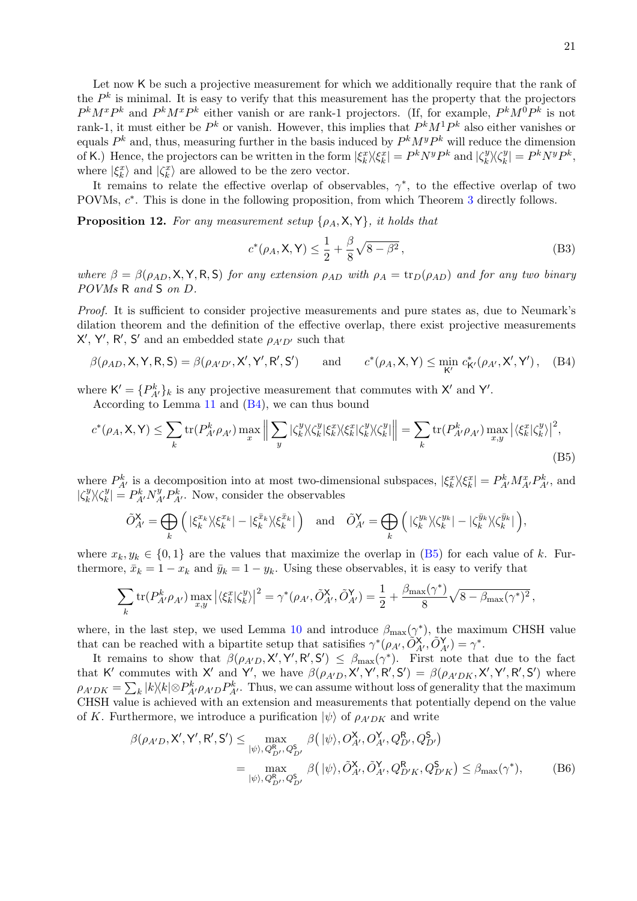Let now $\mathsf{K}$ be such a projective measurement for which we additionally require that the rank of the $P^k$ is minimal. It is easy to verify that this measurement has the property that the projectors $P^k M^x P^k$ and $P^k M^x P^k$ either vanish or are rank-1 projectors. (If, for example, $P^k M^0 P^k$ is not rank-1, it must either be $P^k$ or vanish. However, this implies that $P^k M^1 P^k$ also either vanishes or equals $P^k$ and, thus, measuring further in the basis induced by $P^k M^y P^k$ will reduce the dimension of $\mathsf{K}$.) Hence, the projectors can be written in the form $|\xi_k^x\rangle\langle\xi_k^x| = P^k N^y P^k$ and $|\zeta_k^y\rangle\langle\zeta_k^y| = P^k N^y P^k$, where $|\xi_k^x\rangle$ and $|\zeta_k^x\rangle$ are allowed to be the zero vector.

It remains to relate the effective overlap of observables, $\gamma^*$, to the effective overlap of two POVMs, $c^*$. This is done in the following proposition, from which Theorem 3 directly follows.

**Proposition 12.** *For any measurement setup $\{\rho_A, \mathsf{X}, \mathsf{Y}\}$, it holds that*

$$c^*(\rho_A, \mathsf{X}, \mathsf{Y}) \leq \frac{1}{2} + \frac{\beta}{8}\sqrt{8 - \beta^2}\,, \tag{B3}$$

*where $\beta = \beta(\rho_{AD}, \mathsf{X}, \mathsf{Y}, \mathsf{R}, \mathsf{S})$ for any extension $\rho_{AD}$ with $\rho_A = \mathrm{tr}_D(\rho_{AD})$ and for any two binary POVMs $\mathsf{R}$ and $\mathsf{S}$ on $D$.*

*Proof.* It is sufficient to consider projective measurements and pure states as, due to Neumark's dilation theorem and the definition of the effective overlap, there exist projective measurements $\mathsf{X}'$, $\mathsf{Y}'$, $\mathsf{R}'$, $\mathsf{S}'$ and an embedded state $\rho_{A'D'}$ such that

$$\beta(\rho_{AD}, \mathsf{X}, \mathsf{Y}, \mathsf{R}, \mathsf{S}) = \beta(\rho_{A'D'}, \mathsf{X}', \mathsf{Y}', \mathsf{R}', \mathsf{S}') \qquad \text{and} \qquad c^*(\rho_A, \mathsf{X}, \mathsf{Y}) \leq \min_{\mathsf{K}'} c^*_{\mathsf{K}'}(\rho_{A'}, \mathsf{X}', \mathsf{Y}')\,, \tag{B4}$$

where $\mathsf{K}' = \{P^k_{A'}\}_k$ is any projective measurement that commutes with $\mathsf{X}'$ and $\mathsf{Y}'$.

According to Lemma 11 and (B4), we can thus bound

$$c^*(\rho_A, \mathsf{X}, \mathsf{Y}) \leq \sum_k \mathrm{tr}(P^k_{A'}\rho_{A'}) \max_x \Big\| \sum_y |\zeta_k^y\rangle\langle\zeta_k^y|\xi_k^x\rangle\langle\xi_k^x|\zeta_k^y\rangle\langle\zeta_k^y| \Big\| = \sum_k \mathrm{tr}(P^k_{A'}\rho_{A'}) \max_{x,y} \big|\langle\xi_k^x|\zeta_k^y\rangle\big|^2, \tag{B5}$$

where $P^k_{A'}$ is a decomposition into at most two-dimensional subspaces, $|\xi_k^x\rangle\langle\xi_k^x| = P^k_{A'} M^x_{A'} P^k_{A'}$, and $|\zeta_k^y\rangle\langle\zeta_k^y| = P^k_{A'} N^y_{A'} P^k_{A'}$. Now, consider the observables

$$\tilde{O}^{\mathsf{X}}_{A'} = \bigoplus_k \Big( |\xi_k^{x_k}\rangle\langle\xi_k^{x_k}| - |\xi_k^{\bar{x}_k}\rangle\langle\xi_k^{\bar{x}_k}| \Big) \quad \text{and} \quad \tilde{O}^{\mathsf{Y}}_{A'} = \bigoplus_k \Big( |\zeta_k^{y_k}\rangle\langle\zeta_k^{y_k}| - |\zeta_k^{\bar{y}_k}\rangle\langle\zeta_k^{\bar{y}_k}| \Big),$$

where $x_k, y_k \in \{0,1\}$ are the values that maximize the overlap in (B5) for each value of $k$. Furthermore, $\bar{x}_k = 1 - x_k$ and $\bar{y}_k = 1 - y_k$. Using these observables, it is easy to verify that

$$\sum_k \mathrm{tr}(P^k_{A'}\rho_{A'}) \max_{x,y} \big|\langle\xi_k^x|\zeta_k^y\rangle\big|^2 = \gamma^*(\rho_{A'}, \tilde{O}^{\mathsf{X}}_{A'}, \tilde{O}^{\mathsf{Y}}_{A'}) = \frac{1}{2} + \frac{\beta_{\max}(\gamma^*)}{8}\sqrt{8 - \beta_{\max}(\gamma^*)^2}\,,$$

where, in the last step, we used Lemma 10 and introduce $\beta_{\max}(\gamma^*)$, the maximum CHSH value that can be reached with a bipartite setup that satisifies $\gamma^*(\rho_{A'}, \tilde{O}^{\mathsf{X}}_{A'}, \tilde{O}^{\mathsf{Y}}_{A'}) = \gamma^*$.

It remains to show that $\beta(\rho_{A'D}, \mathsf{X}', \mathsf{Y}', \mathsf{R}', \mathsf{S}') \leq \beta_{\max}(\gamma^*)$. First note that due to the fact that $\mathsf{K}'$ commutes with $\mathsf{X}'$ and $\mathsf{Y}'$, we have $\beta(\rho_{A'D}, \mathsf{X}', \mathsf{Y}', \mathsf{R}', \mathsf{S}') = \beta(\rho_{A'DK}, \mathsf{X}', \mathsf{Y}', \mathsf{R}', \mathsf{S}')$ where $\rho_{A'DK} = \sum_k |k\rangle\langle k| \otimes P^k_{A'}\rho_{A'D}P^k_{A'}$. Thus, we can assume without loss of generality that the maximum CHSH value is achieved with an extension and measurements that potentially depend on the value of $K$. Furthermore, we introduce a purification $|\psi\rangle$ of $\rho_{A'DK}$ and write

$$\begin{aligned}
\beta(\rho_{A'D}, \mathsf{X}', \mathsf{Y}', \mathsf{R}', \mathsf{S}') &\leq \max_{|\psi\rangle, Q^{\mathsf{R}}_{D'}, Q^{\mathsf{S}}_{D'}} \beta\big(|\psi\rangle, O^{\mathsf{X}}_{A'}, O^{\mathsf{Y}}_{A'}, Q^{\mathsf{R}}_{D'}, Q^{\mathsf{S}}_{D'}\big) \\
&= \max_{|\psi\rangle, Q^{\mathsf{R}}_{D'}, Q^{\mathsf{S}}_{D'}} \beta\big(|\psi\rangle, \tilde{O}^{\mathsf{X}}_{A'}, \tilde{O}^{\mathsf{Y}}_{A'}, Q^{\mathsf{R}}_{D'K}, Q^{\mathsf{S}}_{D'K}\big) \leq \beta_{\max}(\gamma^*),
\end{aligned} \tag{B6}$$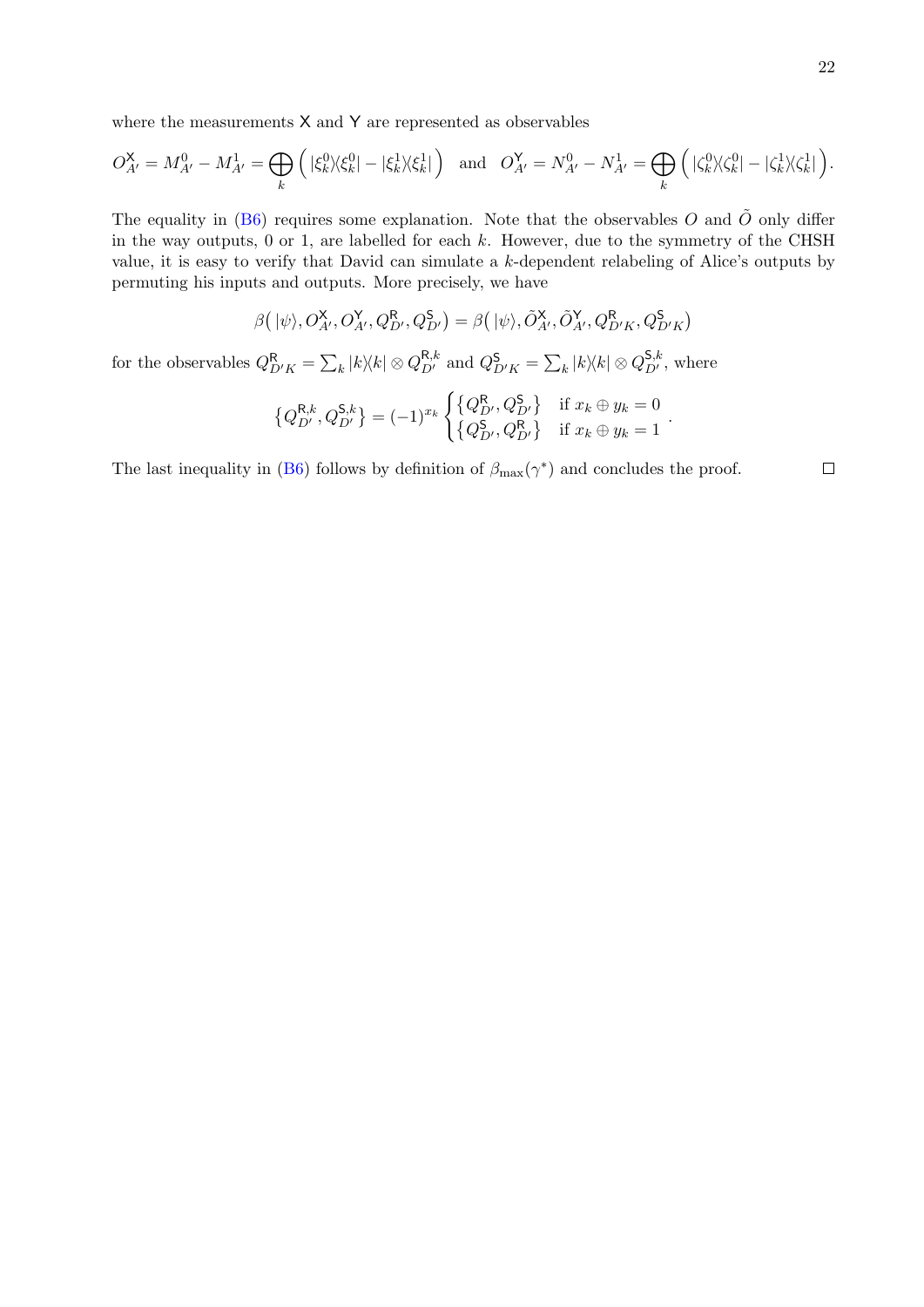where the measurements $\mathsf{X}$ and $\mathsf{Y}$ are represented as observables

$$O^{\mathsf{X}}_{A'} = M^0_{A'} - M^1_{A'} = \bigoplus_k \Big( |\xi^0_k\rangle\langle\xi^0_k| - |\xi^1_k\rangle\langle\xi^1_k| \Big) \quad \text{and} \quad O^{\mathsf{Y}}_{A'} = N^0_{A'} - N^1_{A'} = \bigoplus_k \Big( |\zeta^0_k\rangle\langle\zeta^0_k| - |\zeta^1_k\rangle\langle\zeta^1_k| \Big).$$

The equality in (B6) requires some explanation. Note that the observables $O$ and $\tilde{O}$ only differ in the way outputs, 0 or 1, are labelled for each $k$. However, due to the symmetry of the CHSH value, it is easy to verify that David can simulate a $k$-dependent relabeling of Alice's outputs by permuting his inputs and outputs. More precisely, we have

$$\beta\big(\,|\psi\rangle, O^{\mathsf{X}}_{A'}, O^{\mathsf{Y}}_{A'}, Q^{\mathsf{R}}_{D'}, Q^{\mathsf{S}}_{D'}\big) = \beta\big(\,|\psi\rangle, \tilde{O}^{\mathsf{X}}_{A'}, \tilde{O}^{\mathsf{Y}}_{A'}, Q^{\mathsf{R}}_{D'K}, Q^{\mathsf{S}}_{D'K}\big)$$

for the observables $Q^{\mathsf{R}}_{D'K} = \sum_k |k\rangle\langle k| \otimes Q^{\mathsf{R},k}_{D'}$ and $Q^{\mathsf{S}}_{D'K} = \sum_k |k\rangle\langle k| \otimes Q^{\mathsf{S},k}_{D'}$, where

$$\big\{Q^{\mathsf{R},k}_{D'}, Q^{\mathsf{S},k}_{D'}\big\} = (-1)^{x_k} \begin{cases} \big\{Q^{\mathsf{R}}_{D'}, Q^{\mathsf{S}}_{D'}\big\} & \text{if } x_k \oplus y_k = 0 \\ \big\{Q^{\mathsf{S}}_{D'}, Q^{\mathsf{R}}_{D'}\big\} & \text{if } x_k \oplus y_k = 1 \end{cases}.$$

The last inequality in (B6) follows by definition of $\beta_{\max}(\gamma^*)$ and concludes the proof. $\square$